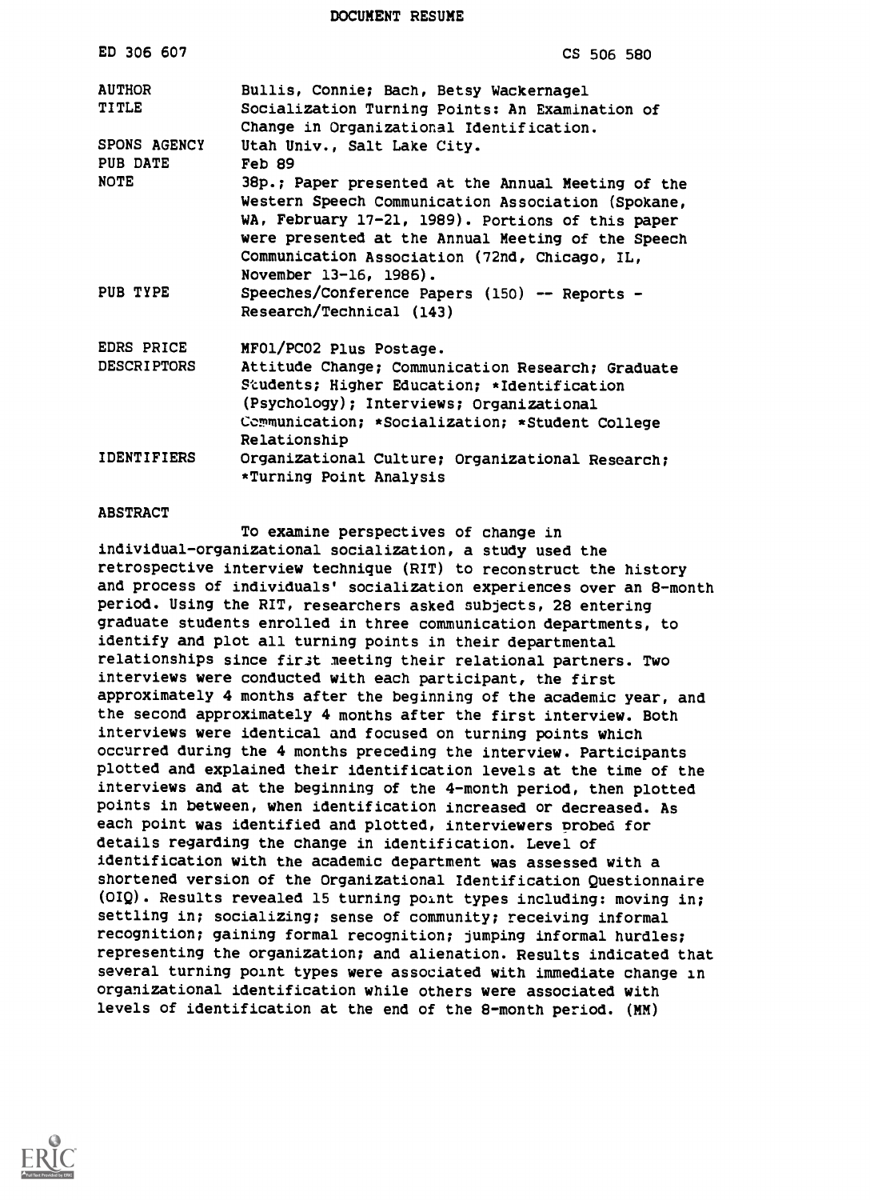DOCUMENT RESUME

| | |
|---|---|
| ED 306 607 | CS 506 580 |
| AUTHOR | Bullis, Connie; Bach, Betsy Wackernagel |
| TITLE | Socialization Turning Points: An Examination of Change in Organizational Identification. |
| SPONS AGENCY | Utah Univ., Salt Lake City. |
| PUB DATE | Feb 89 |
| NOTE | 38p.; Paper presented at the Annual Meeting of the Western Speech Communication Association (Spokane, WA, February 17-21, 1989). Portions of this paper were presented at the Annual Meeting of the Speech Communication Association (72nd, Chicago, IL, November 13-16, 1986). |
| PUB TYPE | Speeches/Conference Papers (150) -- Reports - Research/Technical (143) |
| EDRS PRICE | MF01/PC02 Plus Postage. |
| DESCRIPTORS | Attitude Change; Communication Research; Graduate Students; Higher Education; *Identification (Psychology); Interviews; Organizational Communication; *Socialization; *Student College Relationship |
| IDENTIFIERS | Organizational Culture; Organizational Research; *Turning Point Analysis |

ABSTRACT

To examine perspectives of change in individual-organizational socialization, a study used the retrospective interview technique (RIT) to reconstruct the history and process of individuals' socialization experiences over an 8-month period. Using the RIT, researchers asked subjects, 28 entering graduate students enrolled in three communication departments, to identify and plot all turning points in their departmental relationships since first meeting their relational partners. Two interviews were conducted with each participant, the first approximately 4 months after the beginning of the academic year, and the second approximately 4 months after the first interview. Both interviews were identical and focused on turning points which occurred during the 4 months preceding the interview. Participants plotted and explained their identification levels at the time of the interviews and at the beginning of the 4-month period, then plotted points in between, when identification increased or decreased. As each point was identified and plotted, interviewers probed for details regarding the change in identification. Level of identification with the academic department was assessed with a shortened version of the Organizational Identification Questionnaire (OIQ). Results revealed 15 turning point types including: moving in; settling in; socializing; sense of community; receiving informal recognition; gaining formal recognition; jumping informal hurdles; representing the organization; and alienation. Results indicated that several turning point types were associated with immediate change in organizational identification while others were associated with levels of identification at the end of the 8-month period. (MM)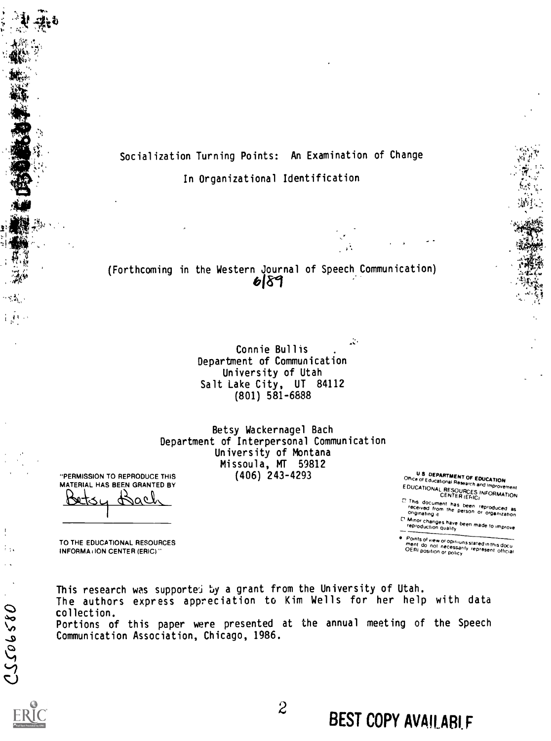# Socialization Turning Points: An Examination of Change In Organizational Identification

(Forthcoming in the Western Journal of Speech Communication) 6/89

Connie Bullis
Department of Communication
University of Utah
Salt Lake City, UT 84112
(801) 581-6888

Betsy Wackernagel Bach
Department of Interpersonal Communication
University of Montana
Missoula, MT 59812
(406) 243-4293

"PERMISSION TO REPRODUCE THIS MATERIAL HAS BEEN GRANTED BY

Betsy Bach

TO THE EDUCATIONAL RESOURCES INFORMATION CENTER (ERIC)."

U.S. DEPARTMENT OF EDUCATION
Office of Educational Research and Improvement
EDUCATIONAL RESOURCES INFORMATION CENTER (ERIC)

- This document has been reproduced as received from the person or organization originating it.
- Minor changes have been made to improve reproduction quality.
- Points of view or opinions stated in this document do not necessarily represent official OERI position or policy.

This research was supported by a grant from the University of Utah.
The authors express appreciation to Kim Wells for her help with data collection.
Portions of this paper were presented at the annual meeting of the Speech Communication Association, Chicago, 1986.

CS506580

BEST COPY AVAILABLE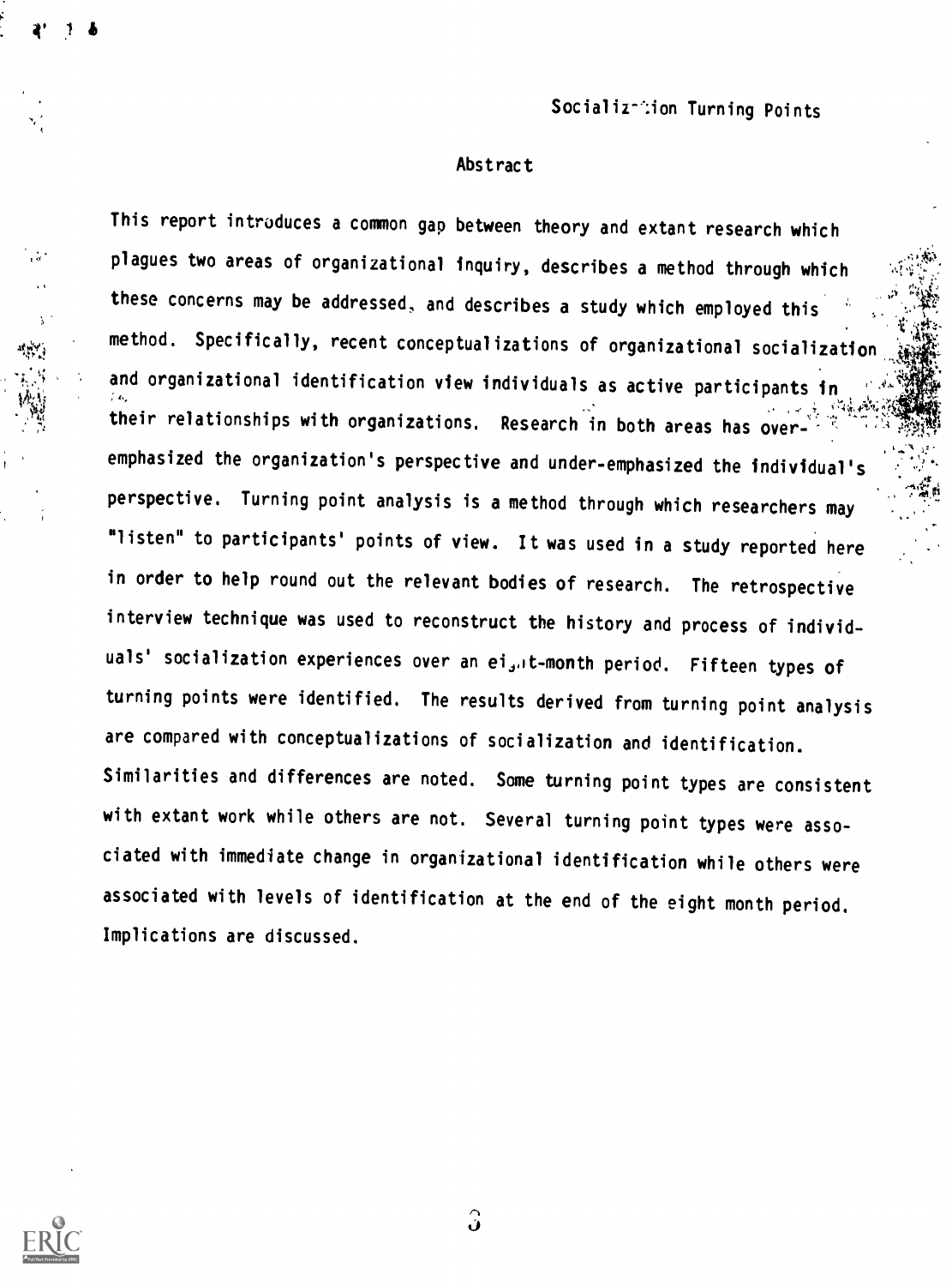## Abstract

This report introduces a common gap between theory and extant research which plagues two areas of organizational inquiry, describes a method through which these concerns may be addressed, and describes a study which employed this method. Specifically, recent conceptualizations of organizational socialization and organizational identification view individuals as active participants in their relationships with organizations. Research in both areas has over-emphasized the organization's perspective and under-emphasized the individual's perspective. Turning point analysis is a method through which researchers may "listen" to participants' points of view. It was used in a study reported here in order to help round out the relevant bodies of research. The retrospective interview technique was used to reconstruct the history and process of individuals' socialization experiences over an eight-month period. Fifteen types of turning points were identified. The results derived from turning point analysis are compared with conceptualizations of socialization and identification. Similarities and differences are noted. Some turning point types are consistent with extant work while others are not. Several turning point types were associated with immediate change in organizational identification while others were associated with levels of identification at the end of the eight month period. Implications are discussed.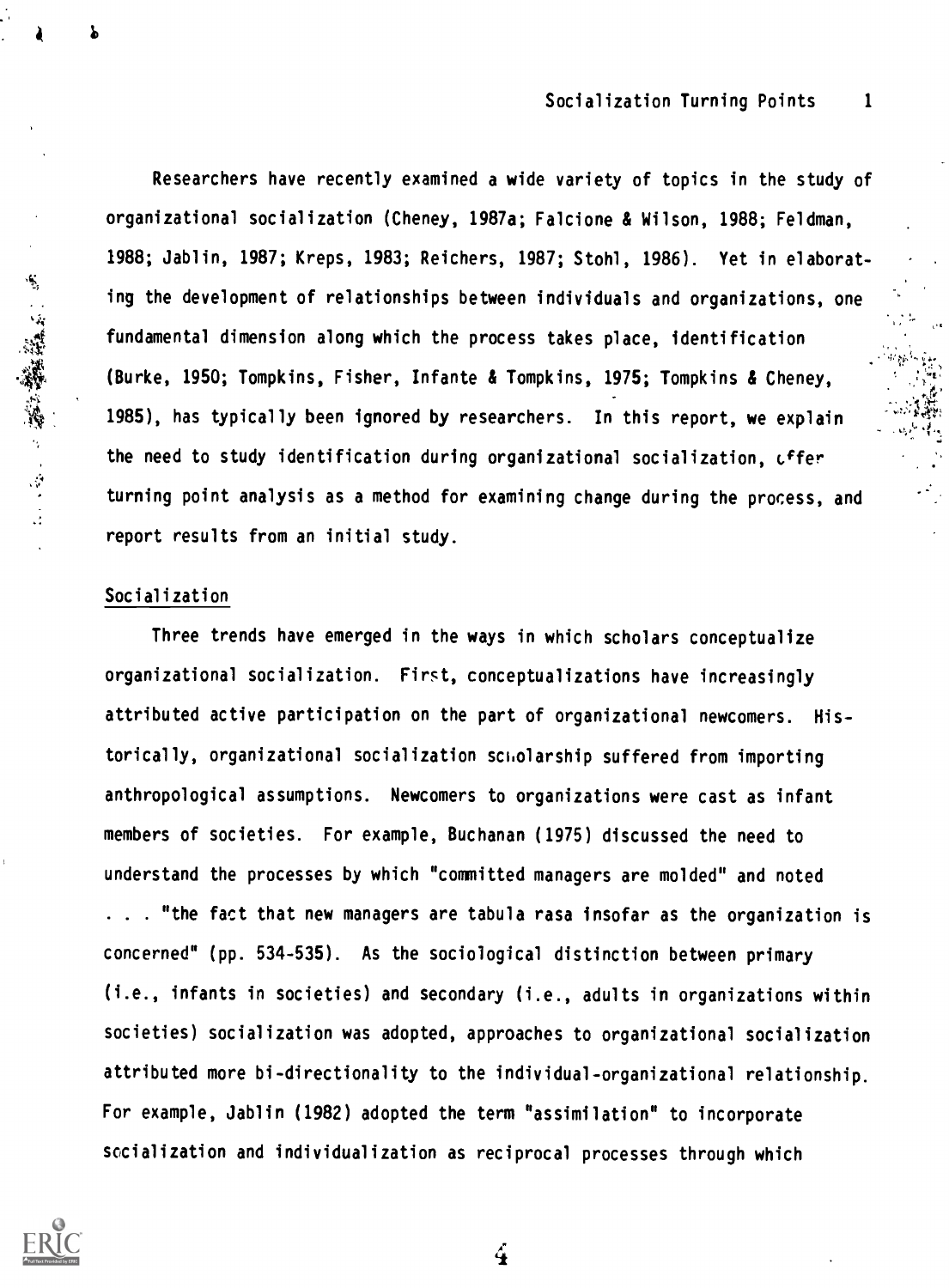Researchers have recently examined a wide variety of topics in the study of organizational socialization (Cheney, 1987a; Falcione & Wilson, 1988; Feldman, 1988; Jablin, 1987; Kreps, 1983; Reichers, 1987; Stohl, 1986). Yet in elaborating the development of relationships between individuals and organizations, one fundamental dimension along which the process takes place, identification (Burke, 1950; Tompkins, Fisher, Infante & Tompkins, 1975; Tompkins & Cheney, 1985), has typically been ignored by researchers. In this report, we explain the need to study identification during organizational socialization, offer turning point analysis as a method for examining change during the process, and report results from an initial study.

## Socialization

Three trends have emerged in the ways in which scholars conceptualize organizational socialization. First, conceptualizations have increasingly attributed active participation on the part of organizational newcomers. Historically, organizational socialization scholarship suffered from importing anthropological assumptions. Newcomers to organizations were cast as infant members of societies. For example, Buchanan (1975) discussed the need to understand the processes by which "committed managers are molded" and noted . . . "the fact that new managers are tabula rasa insofar as the organization is concerned" (pp. 534-535). As the sociological distinction between primary (i.e., infants in societies) and secondary (i.e., adults in organizations within societies) socialization was adopted, approaches to organizational socialization attributed more bi-directionality to the individual-organizational relationship. For example, Jablin (1982) adopted the term "assimilation" to incorporate socialization and individualization as reciprocal processes through which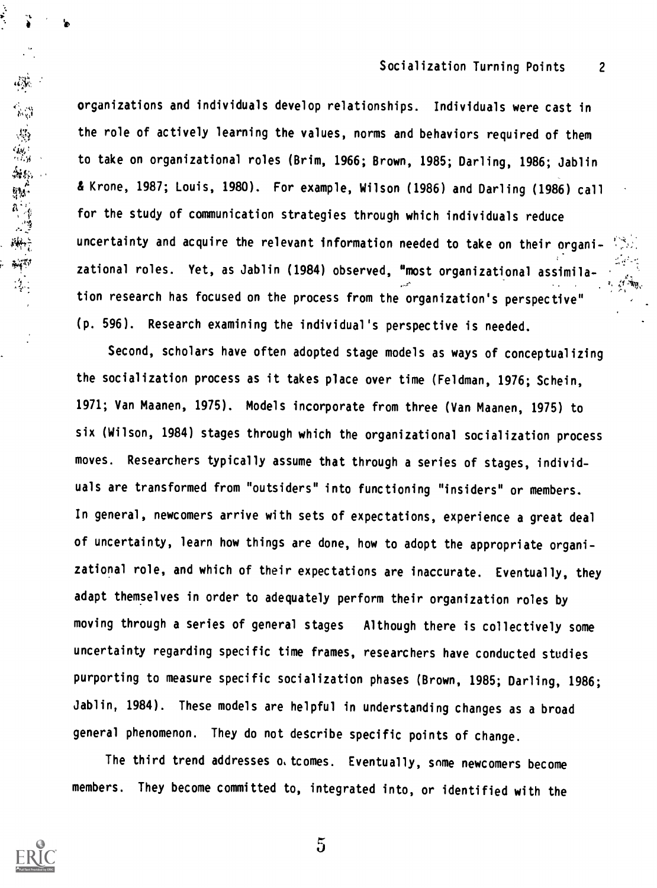organizations and individuals develop relationships. Individuals were cast in the role of actively learning the values, norms and behaviors required of them to take on organizational roles (Brim, 1966; Brown, 1985; Darling, 1986; Jablin & Krone, 1987; Louis, 1980). For example, Wilson (1986) and Darling (1986) call for the study of communication strategies through which individuals reduce uncertainty and acquire the relevant information needed to take on their organizational roles. Yet, as Jablin (1984) observed, "most organizational assimilation research has focused on the process from the organization's perspective" (p. 596). Research examining the individual's perspective is needed.

Second, scholars have often adopted stage models as ways of conceptualizing the socialization process as it takes place over time (Feldman, 1976; Schein, 1971; Van Maanen, 1975). Models incorporate from three (Van Maanen, 1975) to six (Wilson, 1984) stages through which the organizational socialization process moves. Researchers typically assume that through a series of stages, individuals are transformed from "outsiders" into functioning "insiders" or members. In general, newcomers arrive with sets of expectations, experience a great deal of uncertainty, learn how things are done, how to adopt the appropriate organizational role, and which of their expectations are inaccurate. Eventually, they adapt themselves in order to adequately perform their organization roles by moving through a series of general stages Although there is collectively some uncertainty regarding specific time frames, researchers have conducted studies purporting to measure specific socialization phases (Brown, 1985; Darling, 1986; Jablin, 1984). These models are helpful in understanding changes as a broad general phenomenon. They do not describe specific points of change.

The third trend addresses outcomes. Eventually, some newcomers become members. They become committed to, integrated into, or identified with the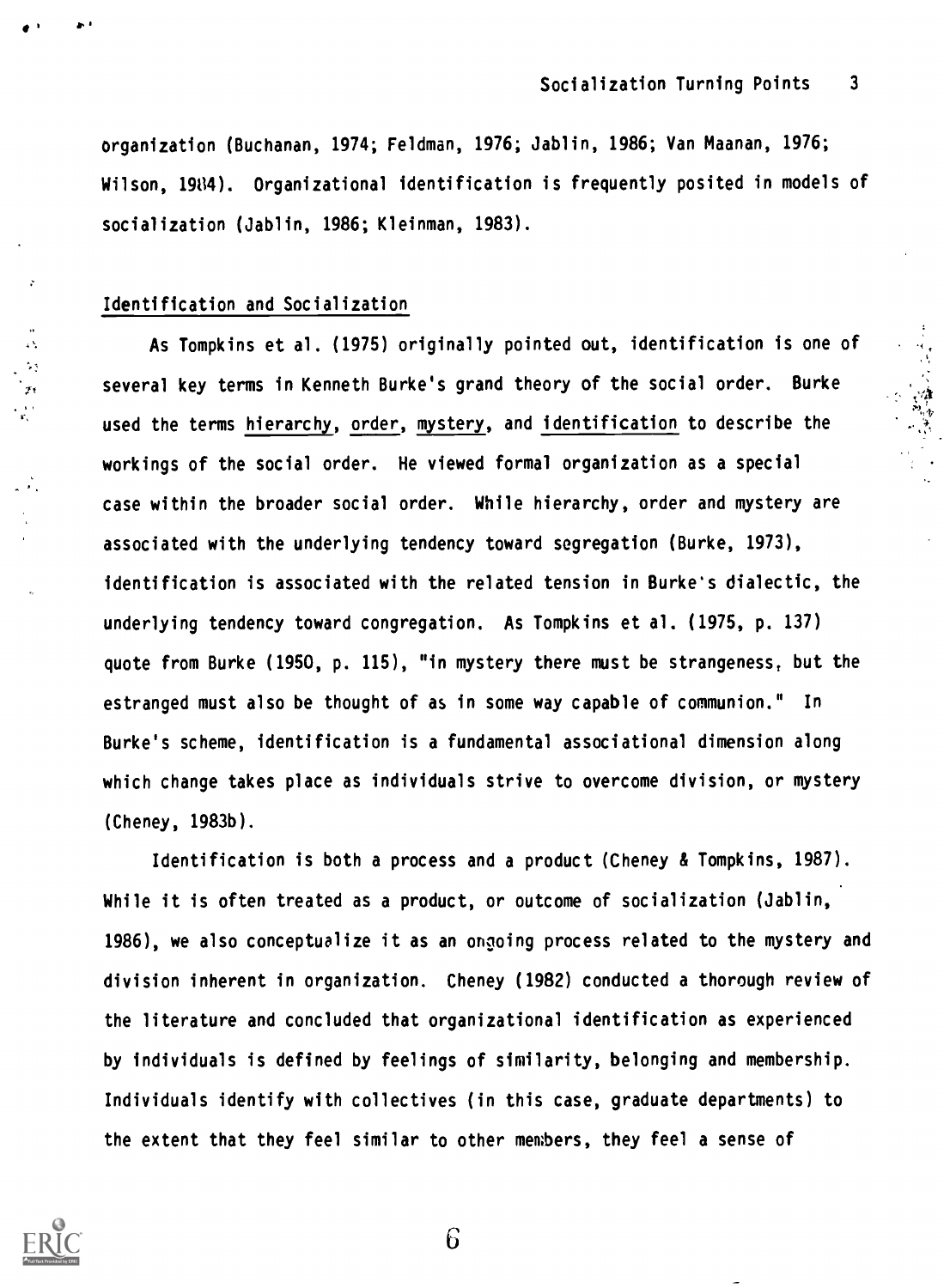organization (Buchanan, 1974; Feldman, 1976; Jablin, 1986; Van Maanan, 1976; Wilson, 1984). Organizational identification is frequently posited in models of socialization (Jablin, 1986; Kleinman, 1983).

## Identification and Socialization

As Tompkins et al. (1975) originally pointed out, identification is one of several key terms in Kenneth Burke's grand theory of the social order. Burke used the terms hierarchy, order, mystery, and identification to describe the workings of the social order. He viewed formal organization as a special case within the broader social order. While hierarchy, order and mystery are associated with the underlying tendency toward segregation (Burke, 1973), identification is associated with the related tension in Burke's dialectic, the underlying tendency toward congregation. As Tompkins et al. (1975, p. 137) quote from Burke (1950, p. 115), "in mystery there must be strangeness, but the estranged must also be thought of as in some way capable of communion." In Burke's scheme, identification is a fundamental associational dimension along which change takes place as individuals strive to overcome division, or mystery (Cheney, 1983b).

Identification is both a process and a product (Cheney & Tompkins, 1987). While it is often treated as a product, or outcome of socialization (Jablin, 1986), we also conceptualize it as an ongoing process related to the mystery and division inherent in organization. Cheney (1982) conducted a thorough review of the literature and concluded that organizational identification as experienced by individuals is defined by feelings of similarity, belonging and membership. Individuals identify with collectives (in this case, graduate departments) to the extent that they feel similar to other members, they feel a sense of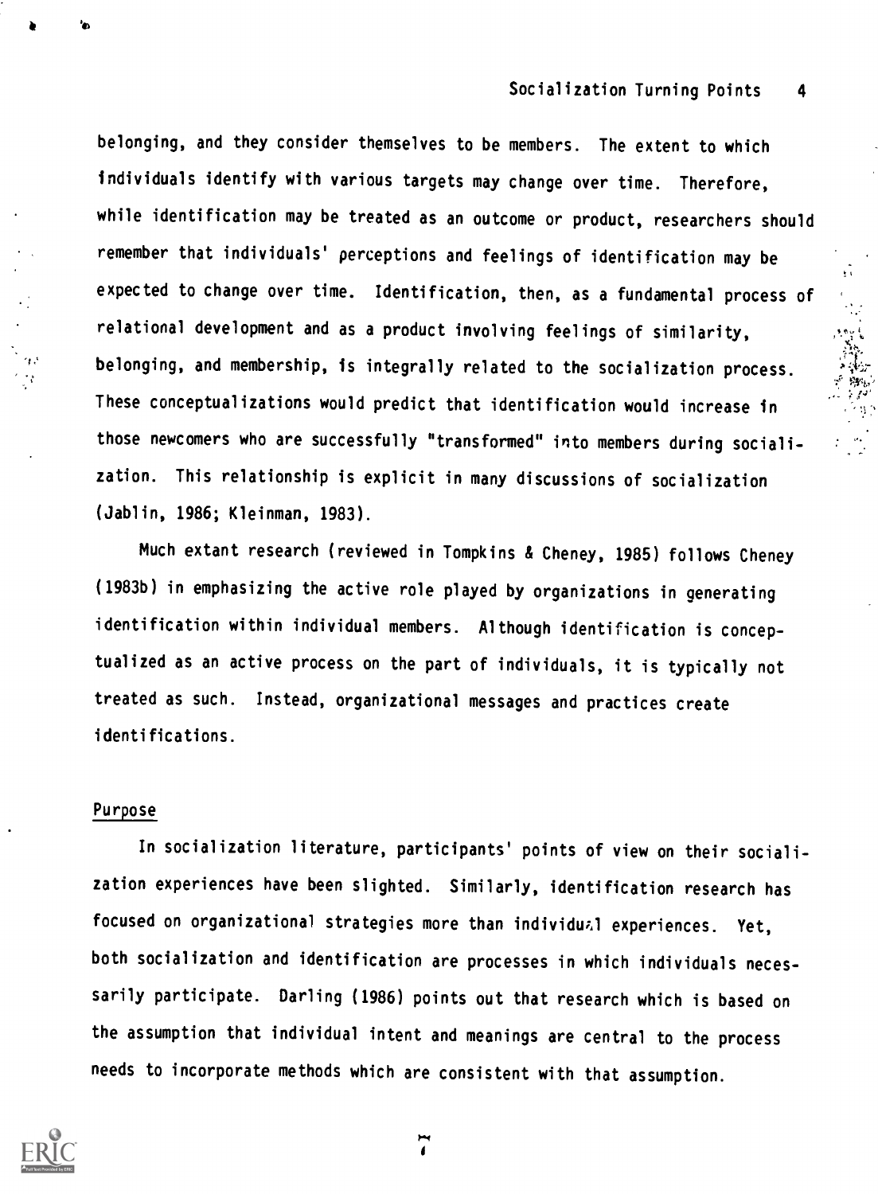belonging, and they consider themselves to be members. The extent to which individuals identify with various targets may change over time. Therefore, while identification may be treated as an outcome or product, researchers should remember that individuals' perceptions and feelings of identification may be expected to change over time. Identification, then, as a fundamental process of relational development and as a product involving feelings of similarity, belonging, and membership, is integrally related to the socialization process. These conceptualizations would predict that identification would increase in those newcomers who are successfully "transformed" into members during socialization. This relationship is explicit in many discussions of socialization (Jablin, 1986; Kleinman, 1983).

Much extant research (reviewed in Tompkins & Cheney, 1985) follows Cheney (1983b) in emphasizing the active role played by organizations in generating identification within individual members. Although identification is conceptualized as an active process on the part of individuals, it is typically not treated as such. Instead, organizational messages and practices create identifications.

## Purpose

In socialization literature, participants' points of view on their socialization experiences have been slighted. Similarly, identification research has focused on organizational strategies more than individual experiences. Yet, both socialization and identification are processes in which individuals necessarily participate. Darling (1986) points out that research which is based on the assumption that individual intent and meanings are central to the process needs to incorporate methods which are consistent with that assumption.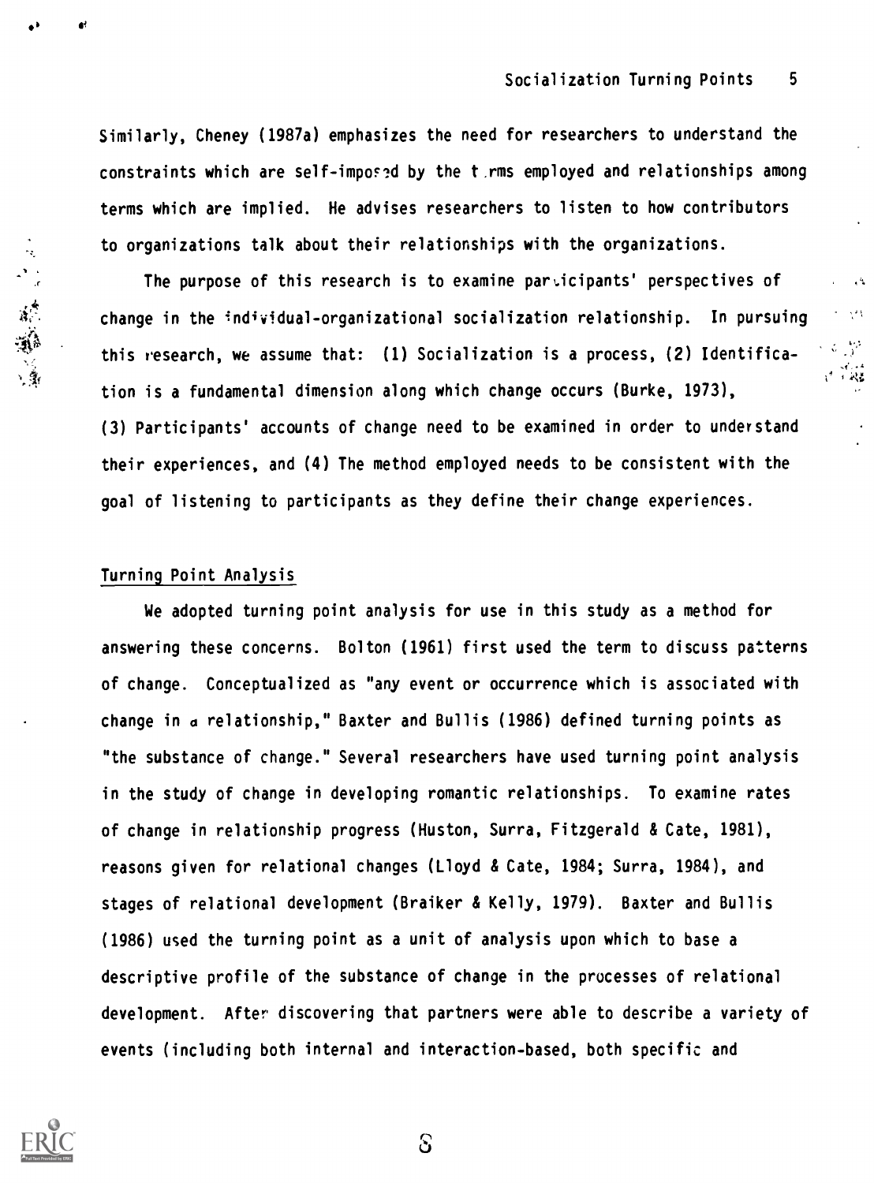Similarly, Cheney (1987a) emphasizes the need for researchers to understand the constraints which are self-imposed by the terms employed and relationships among terms which are implied. He advises researchers to listen to how contributors to organizations talk about their relationships with the organizations.

The purpose of this research is to examine participants' perspectives of change in the individual-organizational socialization relationship. In pursuing this research, we assume that: (1) Socialization is a process, (2) Identification is a fundamental dimension along which change occurs (Burke, 1973), (3) Participants' accounts of change need to be examined in order to understand their experiences, and (4) The method employed needs to be consistent with the goal of listening to participants as they define their change experiences.

## Turning Point Analysis

We adopted turning point analysis for use in this study as a method for answering these concerns. Bolton (1961) first used the term to discuss patterns of change. Conceptualized as "any event or occurrence which is associated with change in a relationship," Baxter and Bullis (1986) defined turning points as "the substance of change." Several researchers have used turning point analysis in the study of change in developing romantic relationships. To examine rates of change in relationship progress (Huston, Surra, Fitzgerald & Cate, 1981), reasons given for relational changes (Lloyd & Cate, 1984; Surra, 1984), and stages of relational development (Braiker & Kelly, 1979). Baxter and Bullis (1986) used the turning point as a unit of analysis upon which to base a descriptive profile of the substance of change in the processes of relational development. After discovering that partners were able to describe a variety of events (including both internal and interaction-based, both specific and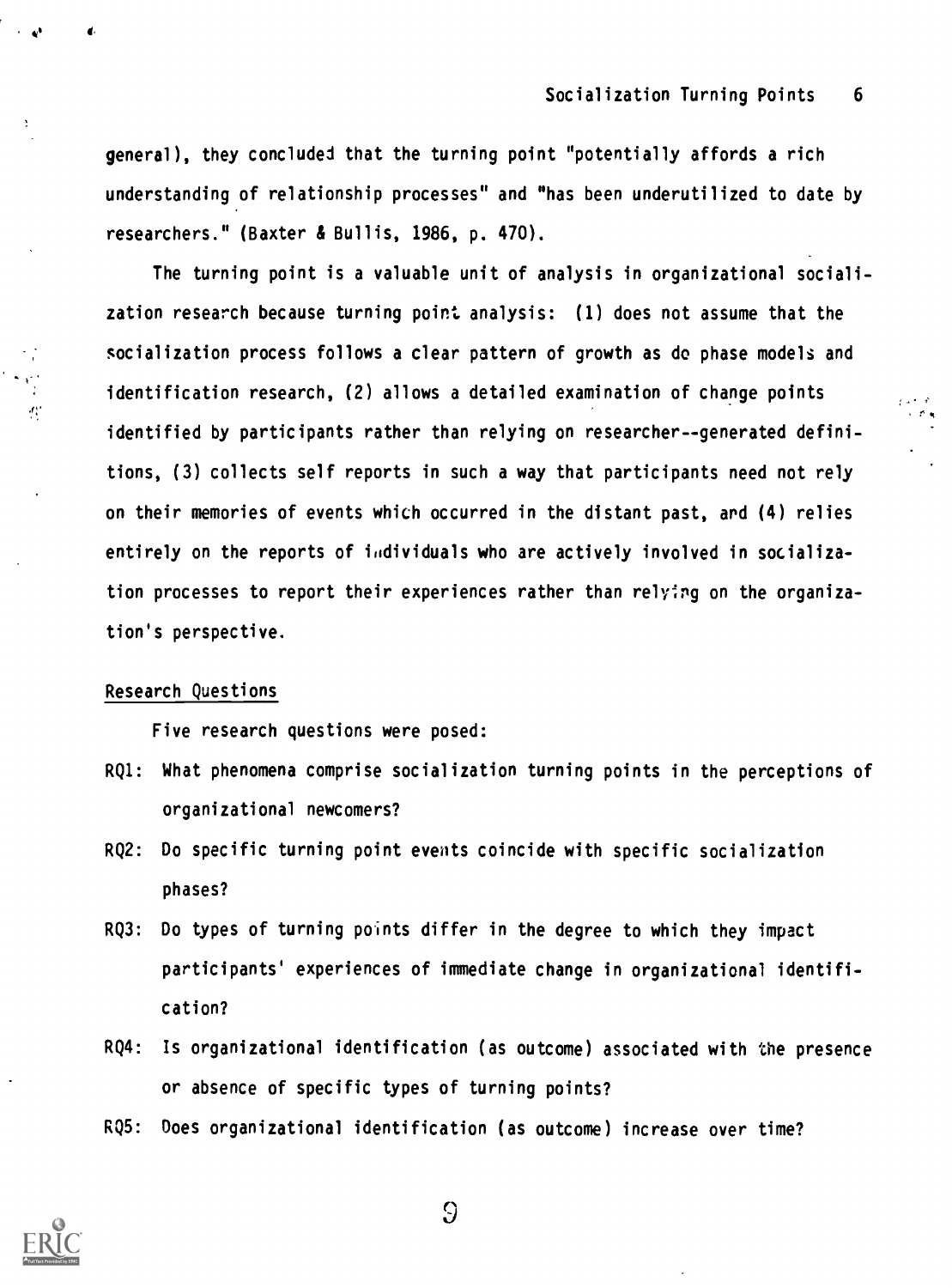general), they concluded that the turning point "potentially affords a rich understanding of relationship processes" and "has been underutilized to date by researchers." (Baxter & Bullis, 1986, p. 470).

The turning point is a valuable unit of analysis in organizational socialization research because turning point analysis: (1) does not assume that the socialization process follows a clear pattern of growth as do phase models and identification research, (2) allows a detailed examination of change points identified by participants rather than relying on researcher--generated definitions, (3) collects self reports in such a way that participants need not rely on their memories of events which occurred in the distant past, and (4) relies entirely on the reports of individuals who are actively involved in socialization processes to report their experiences rather than relying on the organization's perspective.

## Research Questions

Five research questions were posed:

RQ1: What phenomena comprise socialization turning points in the perceptions of organizational newcomers?

RQ2: Do specific turning point events coincide with specific socialization phases?

RQ3: Do types of turning points differ in the degree to which they impact participants' experiences of immediate change in organizational identification?

RQ4: Is organizational identification (as outcome) associated with the presence or absence of specific types of turning points?

RQ5: Does organizational identification (as outcome) increase over time?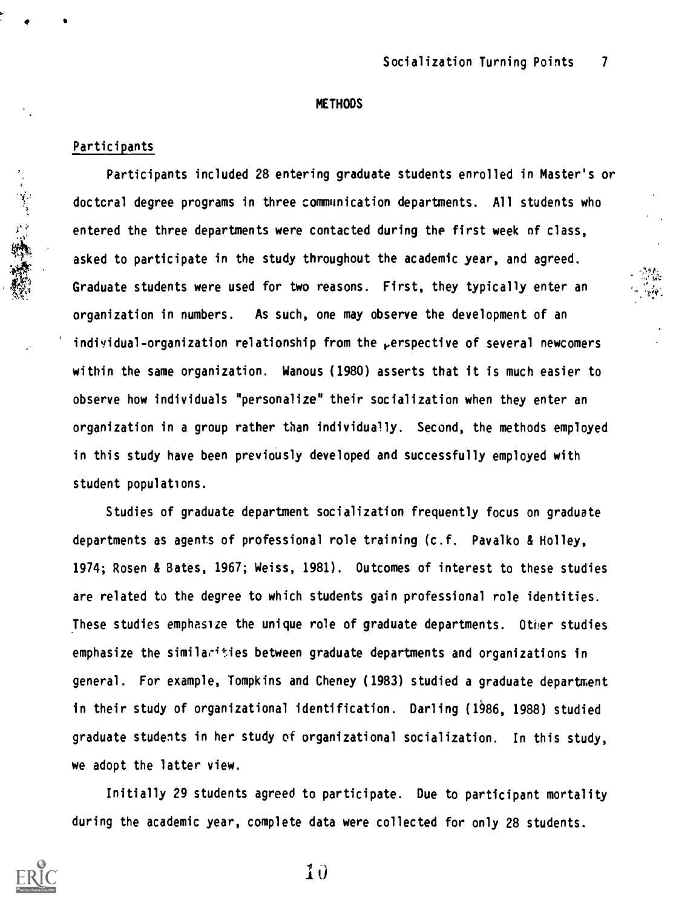## METHODS

### Participants

Participants included 28 entering graduate students enrolled in Master's or doctoral degree programs in three communication departments. All students who entered the three departments were contacted during the first week of class, asked to participate in the study throughout the academic year, and agreed. Graduate students were used for two reasons. First, they typically enter an organization in numbers. As such, one may observe the development of an individual-organization relationship from the perspective of several newcomers within the same organization. Wanous (1980) asserts that it is much easier to observe how individuals "personalize" their socialization when they enter an organization in a group rather than individually. Second, the methods employed in this study have been previously developed and successfully employed with student populations.

Studies of graduate department socialization frequently focus on graduate departments as agents of professional role training (c.f. Pavalko & Holley, 1974; Rosen & Bates, 1967; Weiss, 1981). Outcomes of interest to these studies are related to the degree to which students gain professional role identities. These studies emphasize the unique role of graduate departments. Other studies emphasize the similarities between graduate departments and organizations in general. For example, Tompkins and Cheney (1983) studied a graduate department in their study of organizational identification. Darling (1986, 1988) studied graduate students in her study of organizational socialization. In this study, we adopt the latter view.

Initially 29 students agreed to participate. Due to participant mortality during the academic year, complete data were collected for only 28 students.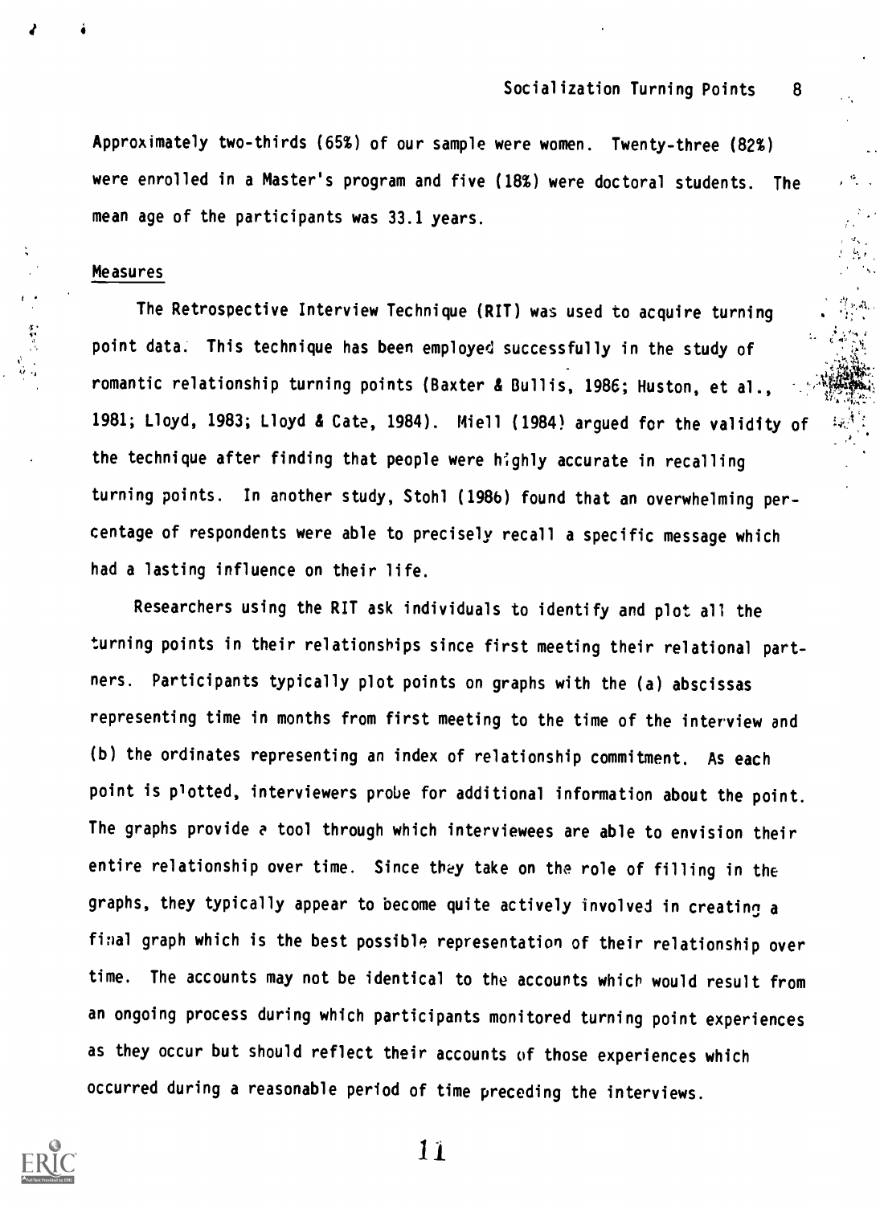Approximately two-thirds (65%) of our sample were women. Twenty-three (82%) were enrolled in a Master's program and five (18%) were doctoral students. The mean age of the participants was 33.1 years.

### Measures

The Retrospective Interview Technique (RIT) was used to acquire turning point data. This technique has been employed successfully in the study of romantic relationship turning points (Baxter & Bullis, 1986; Huston, et al., 1981; Lloyd, 1983; Lloyd & Cate, 1984). Miell (1984) argued for the validity of the technique after finding that people were highly accurate in recalling turning points. In another study, Stohl (1986) found that an overwhelming percentage of respondents were able to precisely recall a specific message which had a lasting influence on their life.

Researchers using the RIT ask individuals to identify and plot all the turning points in their relationships since first meeting their relational partners. Participants typically plot points on graphs with the (a) abscissas representing time in months from first meeting to the time of the interview and (b) the ordinates representing an index of relationship commitment. As each point is plotted, interviewers probe for additional information about the point. The graphs provide a tool through which interviewees are able to envision their entire relationship over time. Since they take on the role of filling in the graphs, they typically appear to become quite actively involved in creating a final graph which is the best possible representation of their relationship over time. The accounts may not be identical to the accounts which would result from an ongoing process during which participants monitored turning point experiences as they occur but should reflect their accounts of those experiences which occurred during a reasonable period of time preceding the interviews.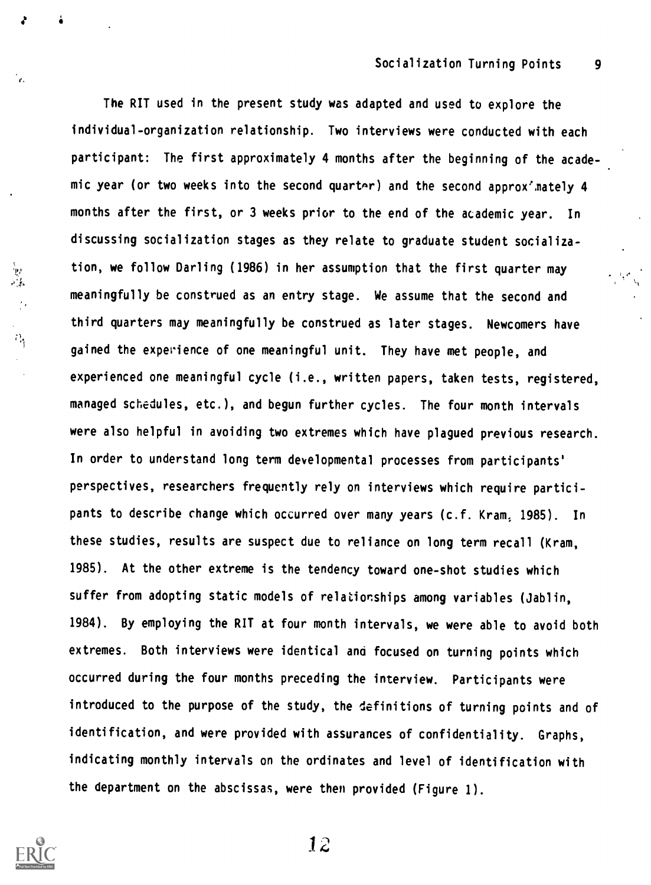The RIT used in the present study was adapted and used to explore the individual-organization relationship. Two interviews were conducted with each participant: The first approximately 4 months after the beginning of the academic year (or two weeks into the second quarter) and the second approximately 4 months after the first, or 3 weeks prior to the end of the academic year. In discussing socialization stages as they relate to graduate student socialization, we follow Darling (1986) in her assumption that the first quarter may meaningfully be construed as an entry stage. We assume that the second and third quarters may meaningfully be construed as later stages. Newcomers have gained the experience of one meaningful unit. They have met people, and experienced one meaningful cycle (i.e., written papers, taken tests, registered, managed schedules, etc.), and begun further cycles. The four month intervals were also helpful in avoiding two extremes which have plagued previous research. In order to understand long term developmental processes from participants' perspectives, researchers frequently rely on interviews which require participants to describe change which occurred over many years (c.f. Kram, 1985). In these studies, results are suspect due to reliance on long term recall (Kram, 1985). At the other extreme is the tendency toward one-shot studies which suffer from adopting static models of relationships among variables (Jablin, 1984). By employing the RIT at four month intervals, we were able to avoid both extremes. Both interviews were identical and focused on turning points which occurred during the four months preceding the interview. Participants were introduced to the purpose of the study, the definitions of turning points and of identification, and were provided with assurances of confidentiality. Graphs, indicating monthly intervals on the ordinates and level of identification with the department on the abscissas, were then provided (Figure 1).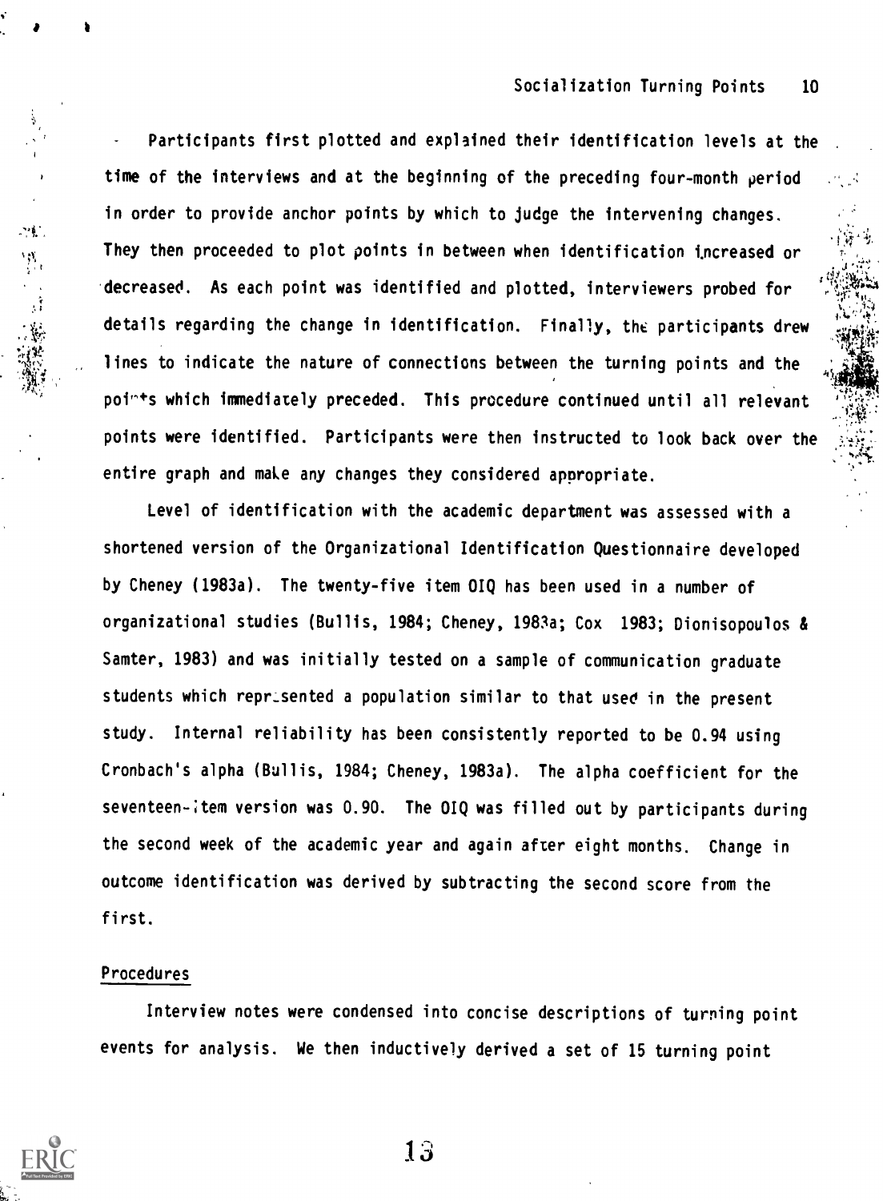Participants first plotted and explained their identification levels at the time of the interviews and at the beginning of the preceding four-month period in order to provide anchor points by which to judge the intervening changes. They then proceeded to plot points in between when identification increased or decreased. As each point was identified and plotted, interviewers probed for details regarding the change in identification. Finally, the participants drew lines to indicate the nature of connections between the turning points and the points which immediately preceded. This procedure continued until all relevant points were identified. Participants were then instructed to look back over the entire graph and make any changes they considered appropriate.

Level of identification with the academic department was assessed with a shortened version of the Organizational Identification Questionnaire developed by Cheney (1983a). The twenty-five item OIQ has been used in a number of organizational studies (Bullis, 1984; Cheney, 1983a; Cox 1983; Dionisopoulos & Samter, 1983) and was initially tested on a sample of communication graduate students which represented a population similar to that used in the present study. Internal reliability has been consistently reported to be 0.94 using Cronbach's alpha (Bullis, 1984; Cheney, 1983a). The alpha coefficient for the seventeen-item version was 0.90. The OIQ was filled out by participants during the second week of the academic year and again after eight months. Change in outcome identification was derived by subtracting the second score from the first.

## Procedures

Interview notes were condensed into concise descriptions of turning point events for analysis. We then inductively derived a set of 15 turning point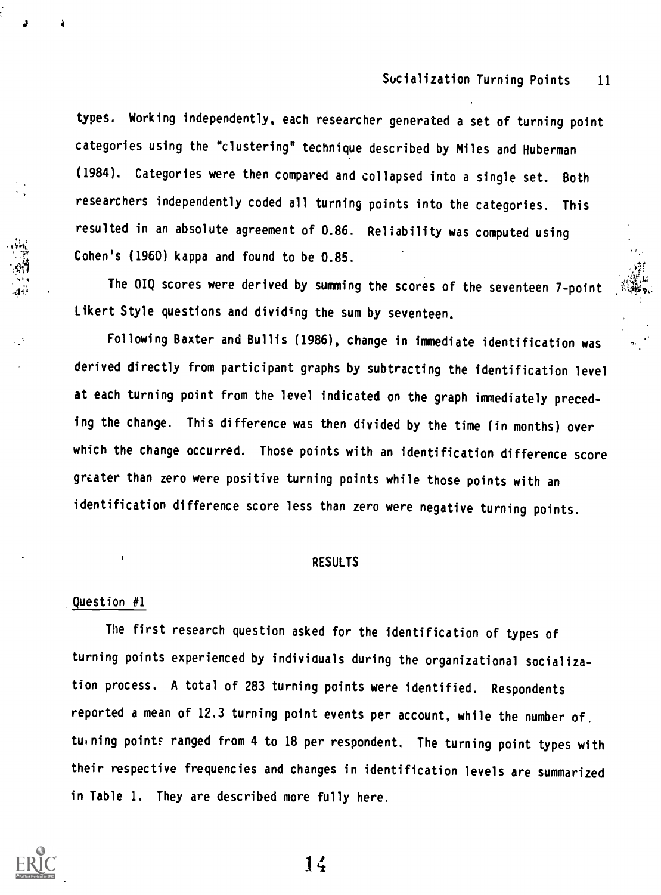types. Working independently, each researcher generated a set of turning point categories using the "clustering" technique described by Miles and Huberman (1984). Categories were then compared and collapsed into a single set. Both researchers independently coded all turning points into the categories. This resulted in an absolute agreement of 0.86. Reliability was computed using Cohen's (1960) kappa and found to be 0.85.

The OIQ scores were derived by summing the scores of the seventeen 7-point Likert Style questions and dividing the sum by seventeen.

Following Baxter and Bullis (1986), change in immediate identification was derived directly from participant graphs by subtracting the identification level at each turning point from the level indicated on the graph immediately preceding the change. This difference was then divided by the time (in months) over which the change occurred. Those points with an identification difference score greater than zero were positive turning points while those points with an identification difference score less than zero were negative turning points.

## RESULTS

### Question #1

The first research question asked for the identification of types of turning points experienced by individuals during the organizational socialization process. A total of 283 turning points were identified. Respondents reported a mean of 12.3 turning point events per account, while the number of turning points ranged from 4 to 18 per respondent. The turning point types with their respective frequencies and changes in identification levels are summarized in Table 1. They are described more fully here.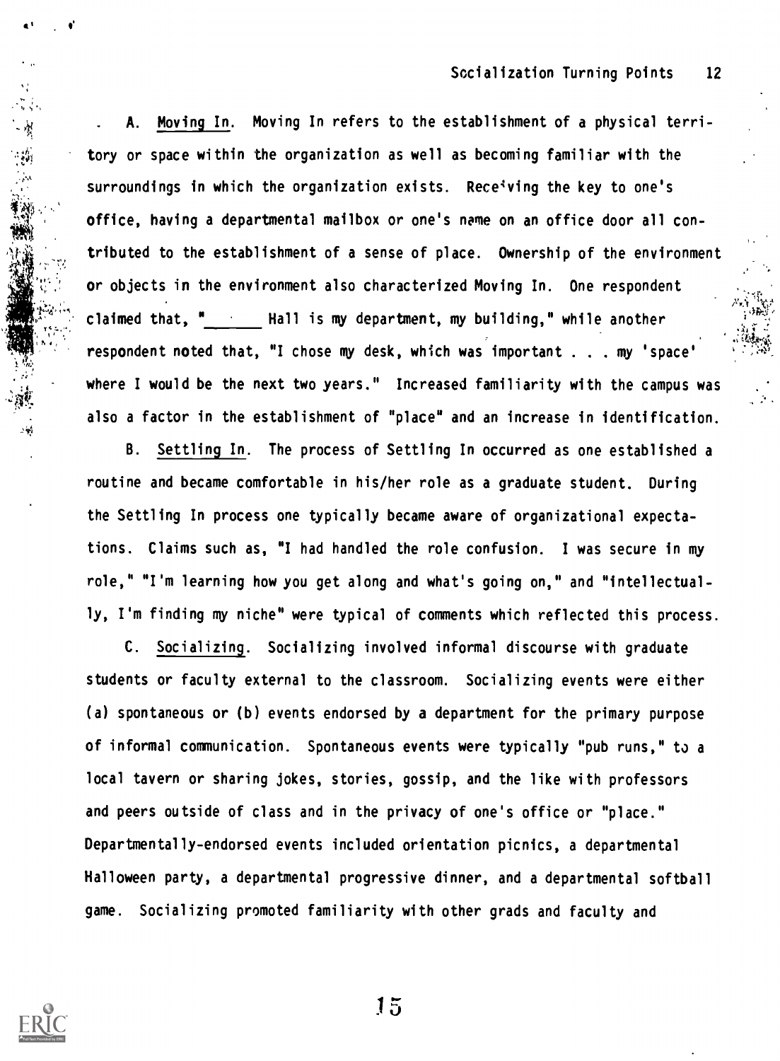A. <u>Moving In</u>. Moving In refers to the establishment of a physical territory or space within the organization as well as becoming familiar with the surroundings in which the organization exists. Receiving the key to one's office, having a departmental mailbox or one's name on an office door all contributed to the establishment of a sense of place. Ownership of the environment or objects in the environment also characterized Moving In. One respondent claimed that, "_____ Hall is my department, my building," while another respondent noted that, "I chose my desk, which was important . . . my 'space' where I would be the next two years." Increased familiarity with the campus was also a factor in the establishment of "place" and an increase in identification.

B. <u>Settling In</u>. The process of Settling In occurred as one established a routine and became comfortable in his/her role as a graduate student. During the Settling In process one typically became aware of organizational expectations. Claims such as, "I had handled the role confusion. I was secure in my role," "I'm learning how you get along and what's going on," and "intellectually, I'm finding my niche" were typical of comments which reflected this process.

C. <u>Socializing</u>. Socializing involved informal discourse with graduate students or faculty external to the classroom. Socializing events were either (a) spontaneous or (b) events endorsed by a department for the primary purpose of informal communication. Spontaneous events were typically "pub runs," to a local tavern or sharing jokes, stories, gossip, and the like with professors and peers outside of class and in the privacy of one's office or "place." Departmentally-endorsed events included orientation picnics, a departmental Halloween party, a departmental progressive dinner, and a departmental softball game. Socializing promoted familiarity with other grads and faculty and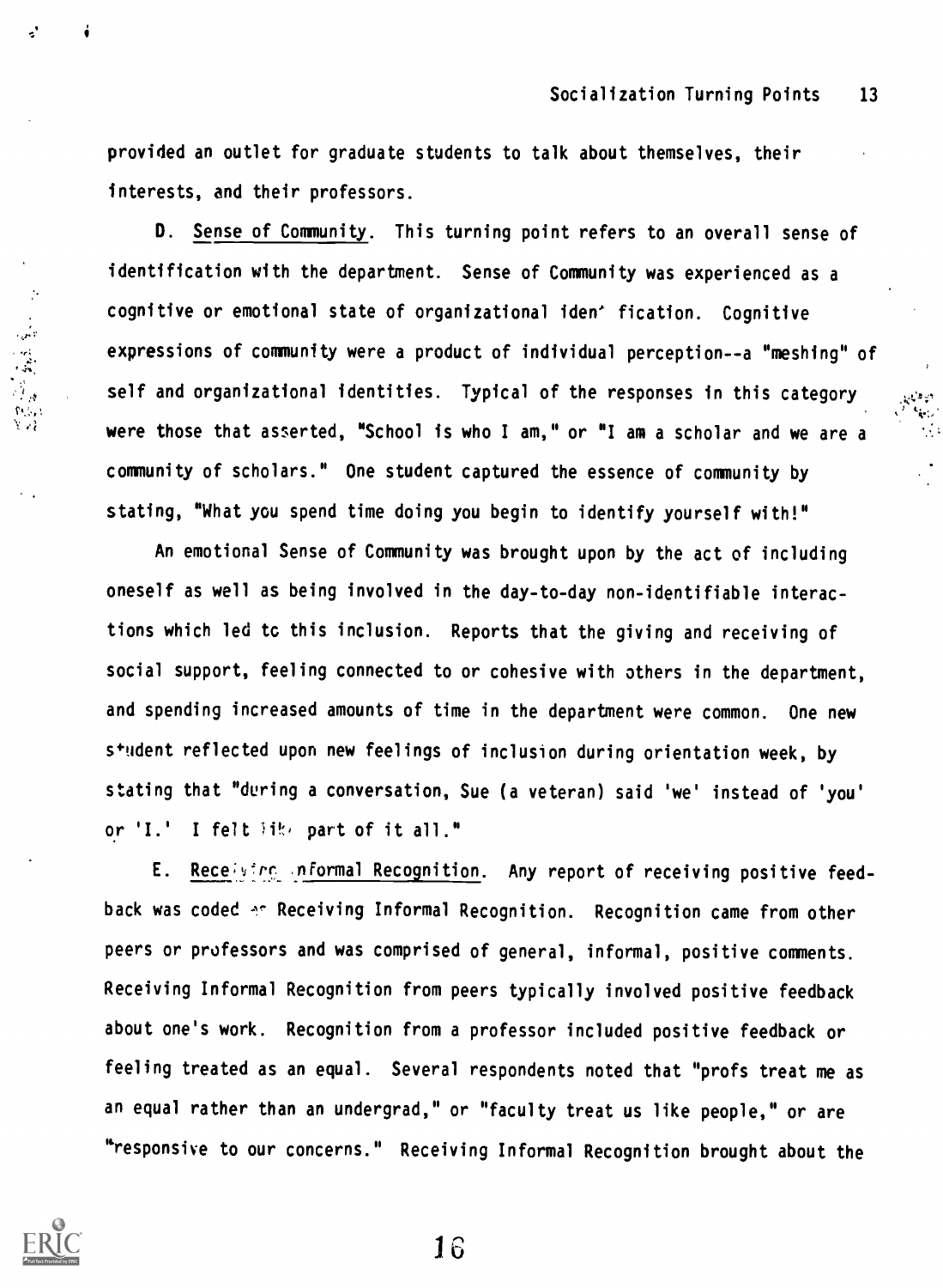provided an outlet for graduate students to talk about themselves, their interests, and their professors.

D. Sense of Community. This turning point refers to an overall sense of identification with the department. Sense of Community was experienced as a cognitive or emotional state of organizational identification. Cognitive expressions of community were a product of individual perception--a "meshing" of self and organizational identities. Typical of the responses in this category were those that asserted, "School is who I am," or "I am a scholar and we are a community of scholars." One student captured the essence of community by stating, "What you spend time doing you begin to identify yourself with!"

An emotional Sense of Community was brought upon by the act of including oneself as well as being involved in the day-to-day non-identifiable interactions which led to this inclusion. Reports that the giving and receiving of social support, feeling connected to or cohesive with others in the department, and spending increased amounts of time in the department were common. One new student reflected upon new feelings of inclusion during orientation week, by stating that "during a conversation, Sue (a veteran) said 'we' instead of 'you' or 'I.' I felt like part of it all."

E. Receiving Informal Recognition. Any report of receiving positive feedback was coded as Receiving Informal Recognition. Recognition came from other peers or professors and was comprised of general, informal, positive comments. Receiving Informal Recognition from peers typically involved positive feedback about one's work. Recognition from a professor included positive feedback or feeling treated as an equal. Several respondents noted that "profs treat me as an equal rather than an undergrad," or "faculty treat us like people," or are "responsive to our concerns." Receiving Informal Recognition brought about the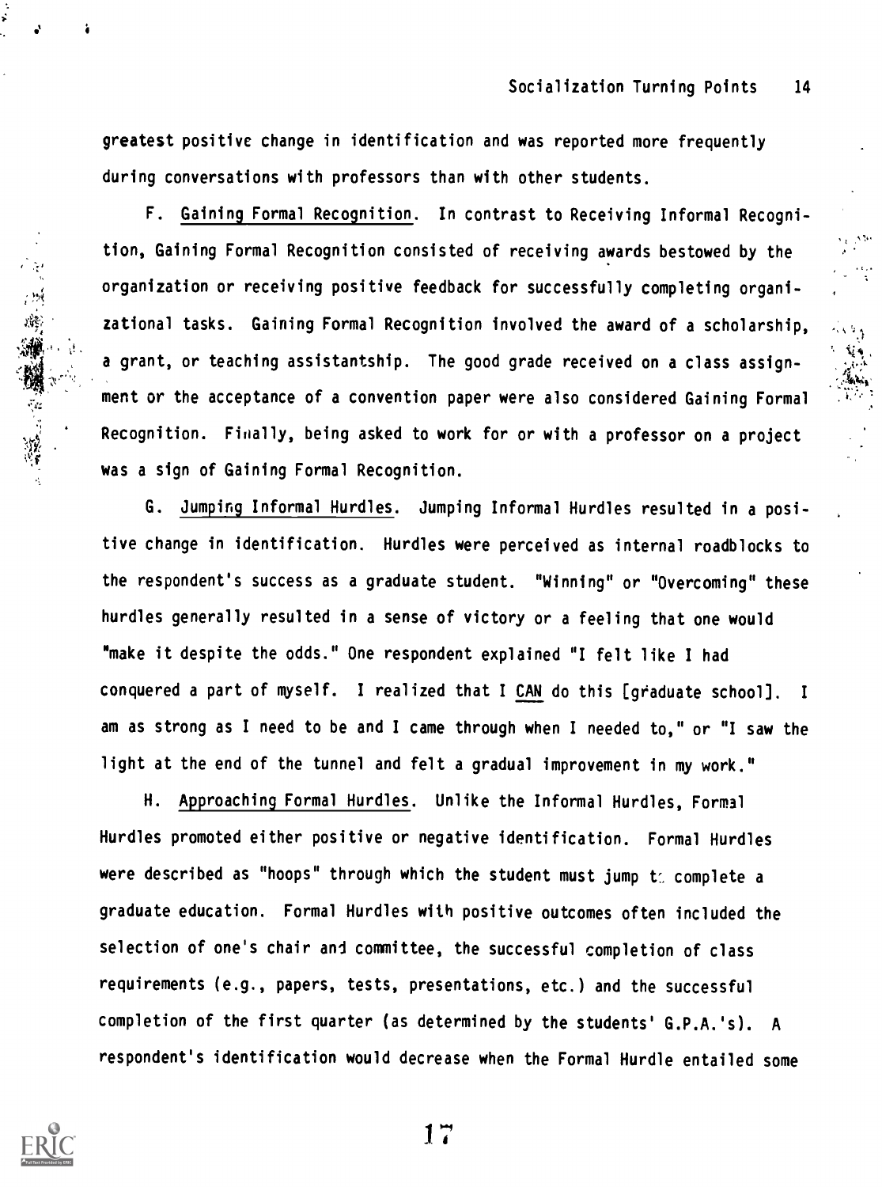greatest positive change in identification and was reported more frequently during conversations with professors than with other students.

F. Gaining Formal Recognition. In contrast to Receiving Informal Recognition, Gaining Formal Recognition consisted of receiving awards bestowed by the organization or receiving positive feedback for successfully completing organizational tasks. Gaining Formal Recognition involved the award of a scholarship, a grant, or teaching assistantship. The good grade received on a class assignment or the acceptance of a convention paper were also considered Gaining Formal Recognition. Finally, being asked to work for or with a professor on a project was a sign of Gaining Formal Recognition.

G. Jumping Informal Hurdles. Jumping Informal Hurdles resulted in a positive change in identification. Hurdles were perceived as internal roadblocks to the respondent's success as a graduate student. "Winning" or "Overcoming" these hurdles generally resulted in a sense of victory or a feeling that one would "make it despite the odds." One respondent explained "I felt like I had conquered a part of myself. I realized that I CAN do this [graduate school]. I am as strong as I need to be and I came through when I needed to," or "I saw the light at the end of the tunnel and felt a gradual improvement in my work."

H. Approaching Formal Hurdles. Unlike the Informal Hurdles, Formal Hurdles promoted either positive or negative identification. Formal Hurdles were described as "hoops" through which the student must jump to complete a graduate education. Formal Hurdles with positive outcomes often included the selection of one's chair and committee, the successful completion of class requirements (e.g., papers, tests, presentations, etc.) and the successful completion of the first quarter (as determined by the students' G.P.A.'s). A respondent's identification would decrease when the Formal Hurdle entailed some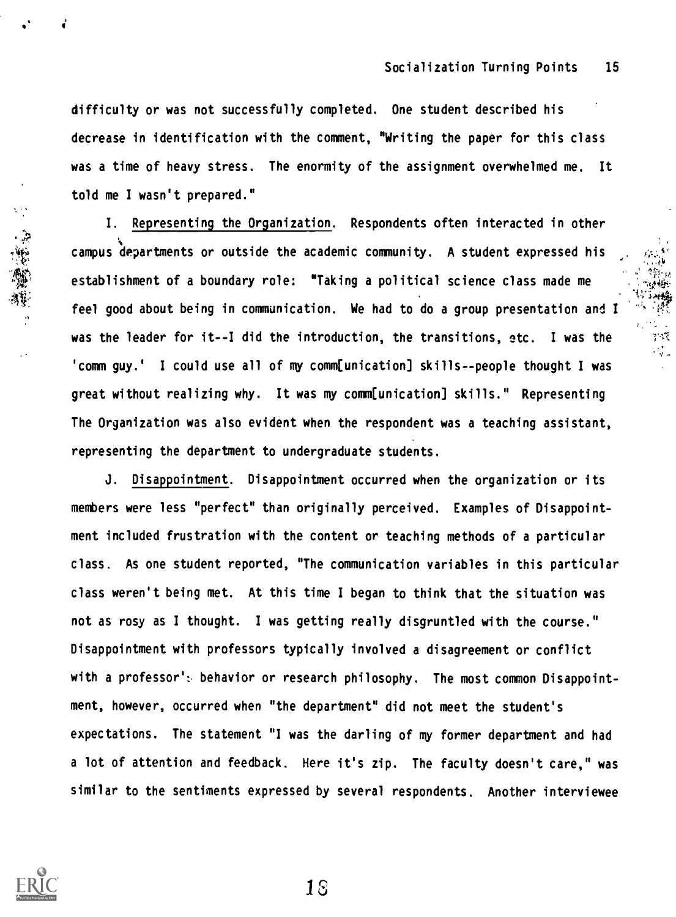difficulty or was not successfully completed. One student described his decrease in identification with the comment, "Writing the paper for this class was a time of heavy stress. The enormity of the assignment overwhelmed me. It told me I wasn't prepared."

I. Representing the Organization. Respondents often interacted in other campus departments or outside the academic community. A student expressed his establishment of a boundary role: "Taking a political science class made me feel good about being in communication. We had to do a group presentation and I was the leader for it--I did the introduction, the transitions, etc. I was the 'comm guy.' I could use all of my comm[unication] skills--people thought I was great without realizing why. It was my comm[unication] skills." Representing The Organization was also evident when the respondent was a teaching assistant, representing the department to undergraduate students.

J. Disappointment. Disappointment occurred when the organization or its members were less "perfect" than originally perceived. Examples of Disappointment included frustration with the content or teaching methods of a particular class. As one student reported, "The communication variables in this particular class weren't being met. At this time I began to think that the situation was not as rosy as I thought. I was getting really disgruntled with the course." Disappointment with professors typically involved a disagreement or conflict with a professor's behavior or research philosophy. The most common Disappointment, however, occurred when "the department" did not meet the student's expectations. The statement "I was the darling of my former department and had a lot of attention and feedback. Here it's zip. The faculty doesn't care," was similar to the sentiments expressed by several respondents. Another interviewee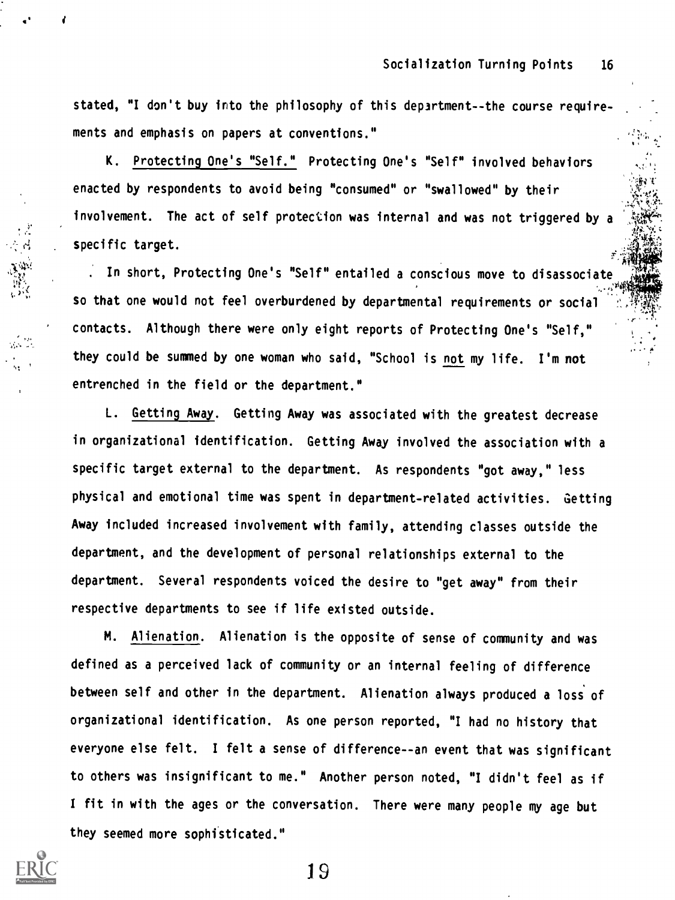stated, "I don't buy into the philosophy of this department--the course requirements and emphasis on papers at conventions."

K. Protecting One's "Self." Protecting One's "Self" involved behaviors enacted by respondents to avoid being "consumed" or "swallowed" by their involvement. The act of self protection was internal and was not triggered by a specific target.

In short, Protecting One's "Self" entailed a conscious move to disassociate so that one would not feel overburdened by departmental requirements or social contacts. Although there were only eight reports of Protecting One's "Self," they could be summed by one woman who said, "School is not my life. I'm not entrenched in the field or the department."

L. Getting Away. Getting Away was associated with the greatest decrease in organizational identification. Getting Away involved the association with a specific target external to the department. As respondents "got away," less physical and emotional time was spent in department-related activities. Getting Away included increased involvement with family, attending classes outside the department, and the development of personal relationships external to the department. Several respondents voiced the desire to "get away" from their respective departments to see if life existed outside.

M. Alienation. Alienation is the opposite of sense of community and was defined as a perceived lack of community or an internal feeling of difference between self and other in the department. Alienation always produced a loss of organizational identification. As one person reported, "I had no history that everyone else felt. I felt a sense of difference--an event that was significant to others was insignificant to me." Another person noted, "I didn't feel as if I fit in with the ages or the conversation. There were many people my age but they seemed more sophisticated."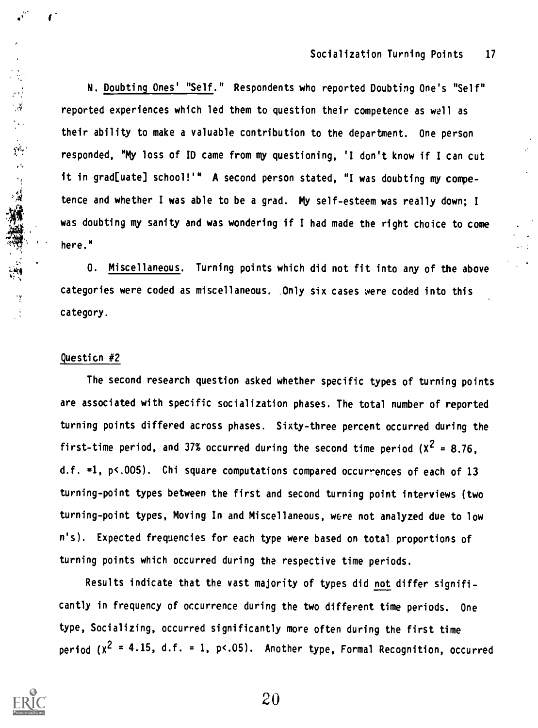N. Doubting Ones' "Self." Respondents who reported Doubting One's "Self" reported experiences which led them to question their competence as well as their ability to make a valuable contribution to the department. One person responded, "My loss of ID came from my questioning, 'I don't know if I can cut it in grad[uate] school!'" A second person stated, "I was doubting my competence and whether I was able to be a grad. My self-esteem was really down; I was doubting my sanity and was wondering if I had made the right choice to come here."

O. Miscellaneous. Turning points which did not fit into any of the above categories were coded as miscellaneous. Only six cases were coded into this category.

## Question #2

The second research question asked whether specific types of turning points are associated with specific socialization phases. The total number of reported turning points differed across phases. Sixty-three percent occurred during the first-time period, and 37% occurred during the second time period ($X^2 = 8.76$, d.f. =1, $p<.005$). Chi square computations compared occurrences of each of 13 turning-point types between the first and second turning point interviews (two turning-point types, Moving In and Miscellaneous, were not analyzed due to low n's). Expected frequencies for each type were based on total proportions of turning points which occurred during the respective time periods.

Results indicate that the vast majority of types did not differ significantly in frequency of occurrence during the two different time periods. One type, Socializing, occurred significantly more often during the first time period ($X^2 = 4.15$, d.f. = 1, $p<.05$). Another type, Formal Recognition, occurred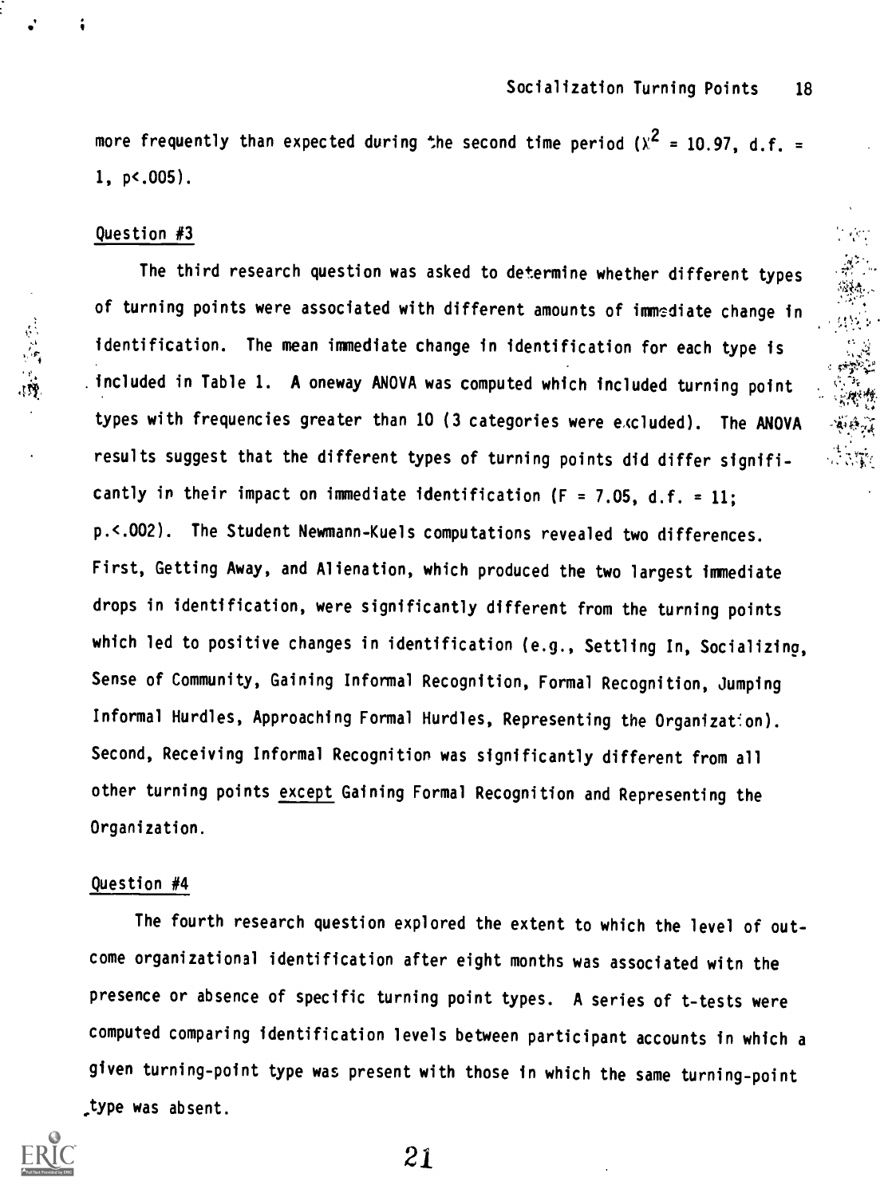more frequently than expected during the second time period ($\chi^2 = 10.97$, d.f. = 1, $p<.005$).

Question #3

The third research question was asked to determine whether different types of turning points were associated with different amounts of immediate change in identification. The mean immediate change in identification for each type is included in Table 1. A oneway ANOVA was computed which included turning point types with frequencies greater than 10 (3 categories were excluded). The ANOVA results suggest that the different types of turning points did differ significantly in their impact on immediate identification ($F = 7.05$, d.f. = 11; $p.<.002$). The Student Newmann-Kuels computations revealed two differences. First, Getting Away, and Alienation, which produced the two largest immediate drops in identification, were significantly different from the turning points which led to positive changes in identification (e.g., Settling In, Socializing, Sense of Community, Gaining Informal Recognition, Formal Recognition, Jumping Informal Hurdles, Approaching Formal Hurdles, Representing the Organization). Second, Receiving Informal Recognition was significantly different from all other turning points except Gaining Formal Recognition and Representing the Organization.

Question #4

The fourth research question explored the extent to which the level of outcome organizational identification after eight months was associated witn the presence or absence of specific turning point types. A series of t-tests were computed comparing identification levels between participant accounts in which a given turning-point type was present with those in which the same turning-point type was absent.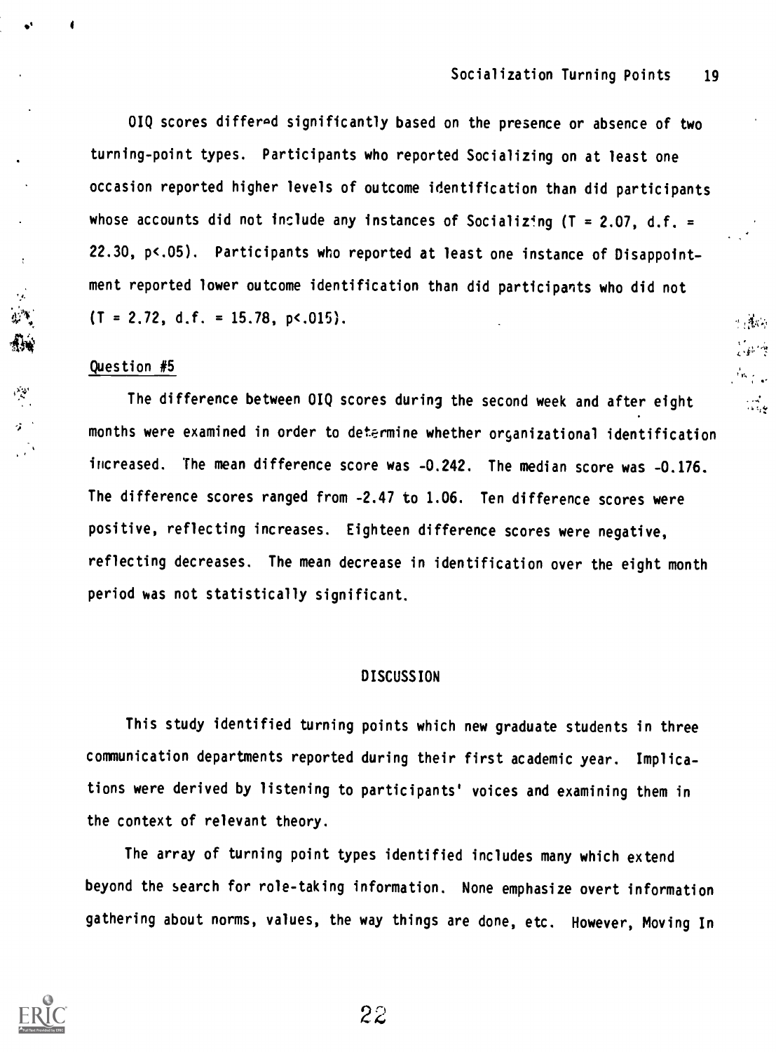OIQ scores differed significantly based on the presence or absence of two turning-point types. Participants who reported Socializing on at least one occasion reported higher levels of outcome identification than did participants whose accounts did not include any instances of Socializing ($T = 2.07$, $d.f. = 22.30$, $p < .05$). Participants who reported at least one instance of Disappointment reported lower outcome identification than did participants who did not ($T = 2.72$, $d.f. = 15.78$, $p < .015$).

Question #5

The difference between OIQ scores during the second week and after eight months were examined in order to determine whether organizational identification increased. The mean difference score was -0.242. The median score was -0.176. The difference scores ranged from -2.47 to 1.06. Ten difference scores were positive, reflecting increases. Eighteen difference scores were negative, reflecting decreases. The mean decrease in identification over the eight month period was not statistically significant.

## DISCUSSION

This study identified turning points which new graduate students in three communication departments reported during their first academic year. Implications were derived by listening to participants' voices and examining them in the context of relevant theory.

The array of turning point types identified includes many which extend beyond the search for role-taking information. None emphasize overt information gathering about norms, values, the way things are done, etc. However, Moving In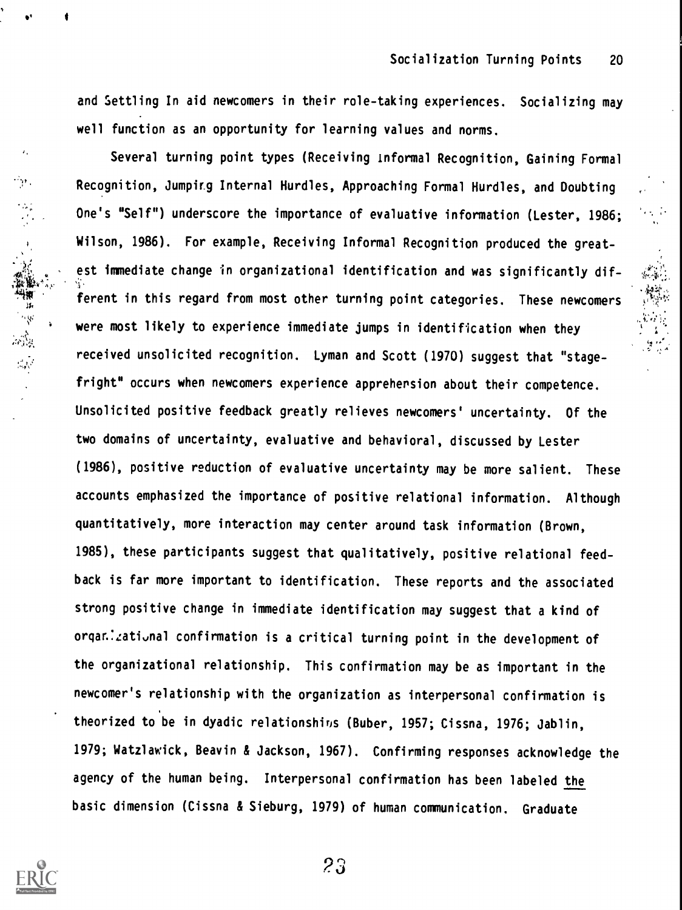and Settling In aid newcomers in their role-taking experiences. Socializing may well function as an opportunity for learning values and norms.

Several turning point types (Receiving Informal Recognition, Gaining Formal Recognition, Jumping Internal Hurdles, Approaching Formal Hurdles, and Doubting One's "Self") underscore the importance of evaluative information (Lester, 1986; Wilson, 1986). For example, Receiving Informal Recognition produced the greatest immediate change in organizational identification and was significantly different in this regard from most other turning point categories. These newcomers were most likely to experience immediate jumps in identification when they received unsolicited recognition. Lyman and Scott (1970) suggest that "stage-fright" occurs when newcomers experience apprehension about their competence. Unsolicited positive feedback greatly relieves newcomers' uncertainty. Of the two domains of uncertainty, evaluative and behavioral, discussed by Lester (1986), positive reduction of evaluative uncertainty may be more salient. These accounts emphasized the importance of positive relational information. Although quantitatively, more interaction may center around task information (Brown, 1985), these participants suggest that qualitatively, positive relational feedback is far more important to identification. These reports and the associated strong positive change in immediate identification may suggest that a kind of organizational confirmation is a critical turning point in the development of the organizational relationship. This confirmation may be as important in the newcomer's relationship with the organization as interpersonal confirmation is theorized to be in dyadic relationships (Buber, 1957; Cissna, 1976; Jablin, 1979; Watzlawick, Beavin & Jackson, 1967). Confirming responses acknowledge the agency of the human being. Interpersonal confirmation has been labeled _the_ basic dimension (Cissna & Sieburg, 1979) of human communication. Graduate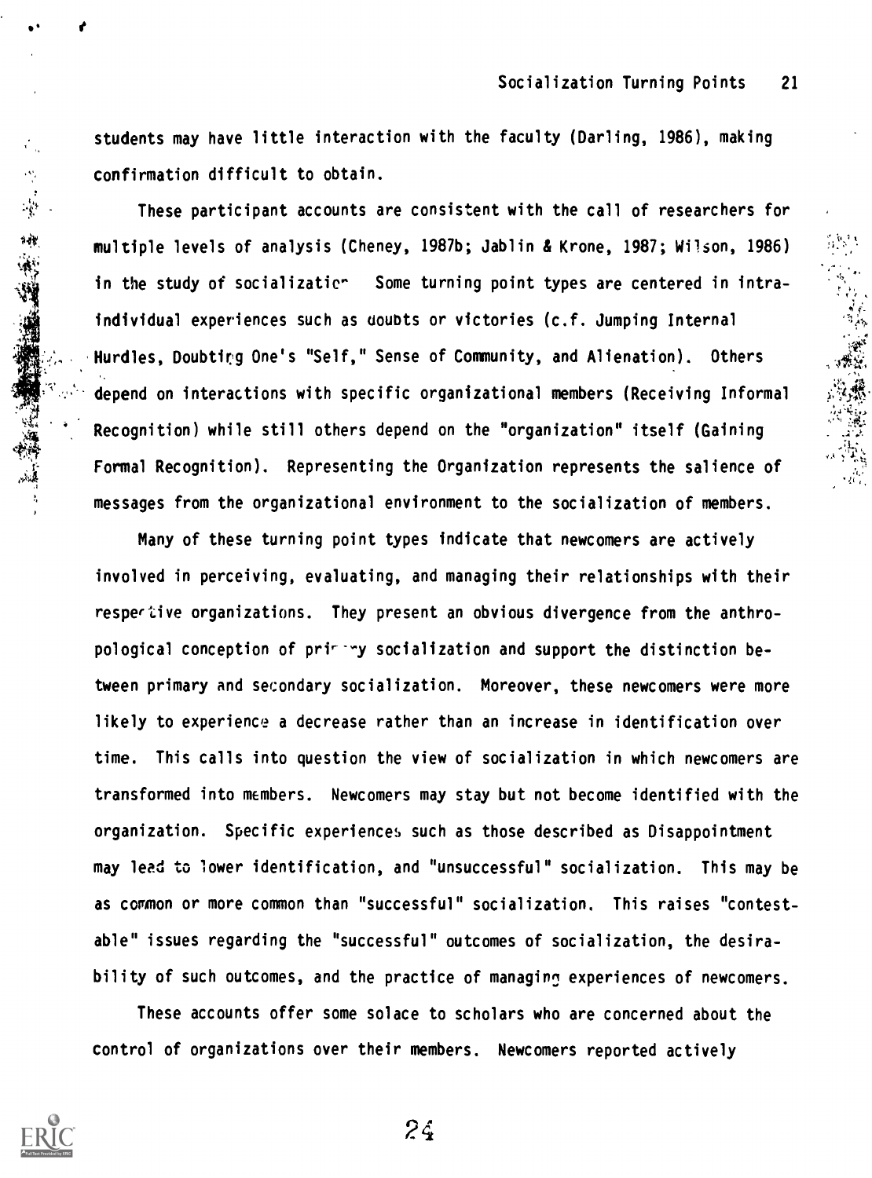students may have little interaction with the faculty (Darling, 1986), making confirmation difficult to obtain.

These participant accounts are consistent with the call of researchers for multiple levels of analysis (Cheney, 1987b; Jablin & Krone, 1987; Wilson, 1986) in the study of socialization. Some turning point types are centered in intra-individual experiences such as doubts or victories (c.f. Jumping Internal Hurdles, Doubting One's "Self," Sense of Community, and Alienation). Others depend on interactions with specific organizational members (Receiving Informal Recognition) while still others depend on the "organization" itself (Gaining Formal Recognition). Representing the Organization represents the salience of messages from the organizational environment to the socialization of members.

Many of these turning point types indicate that newcomers are actively involved in perceiving, evaluating, and managing their relationships with their respective organizations. They present an obvious divergence from the anthropological conception of primary socialization and support the distinction between primary and secondary socialization. Moreover, these newcomers were more likely to experience a decrease rather than an increase in identification over time. This calls into question the view of socialization in which newcomers are transformed into members. Newcomers may stay but not become identified with the organization. Specific experiences such as those described as Disappointment may lead to lower identification, and "unsuccessful" socialization. This may be as common or more common than "successful" socialization. This raises "contestable" issues regarding the "successful" outcomes of socialization, the desirability of such outcomes, and the practice of managing experiences of newcomers.

These accounts offer some solace to scholars who are concerned about the control of organizations over their members. Newcomers reported actively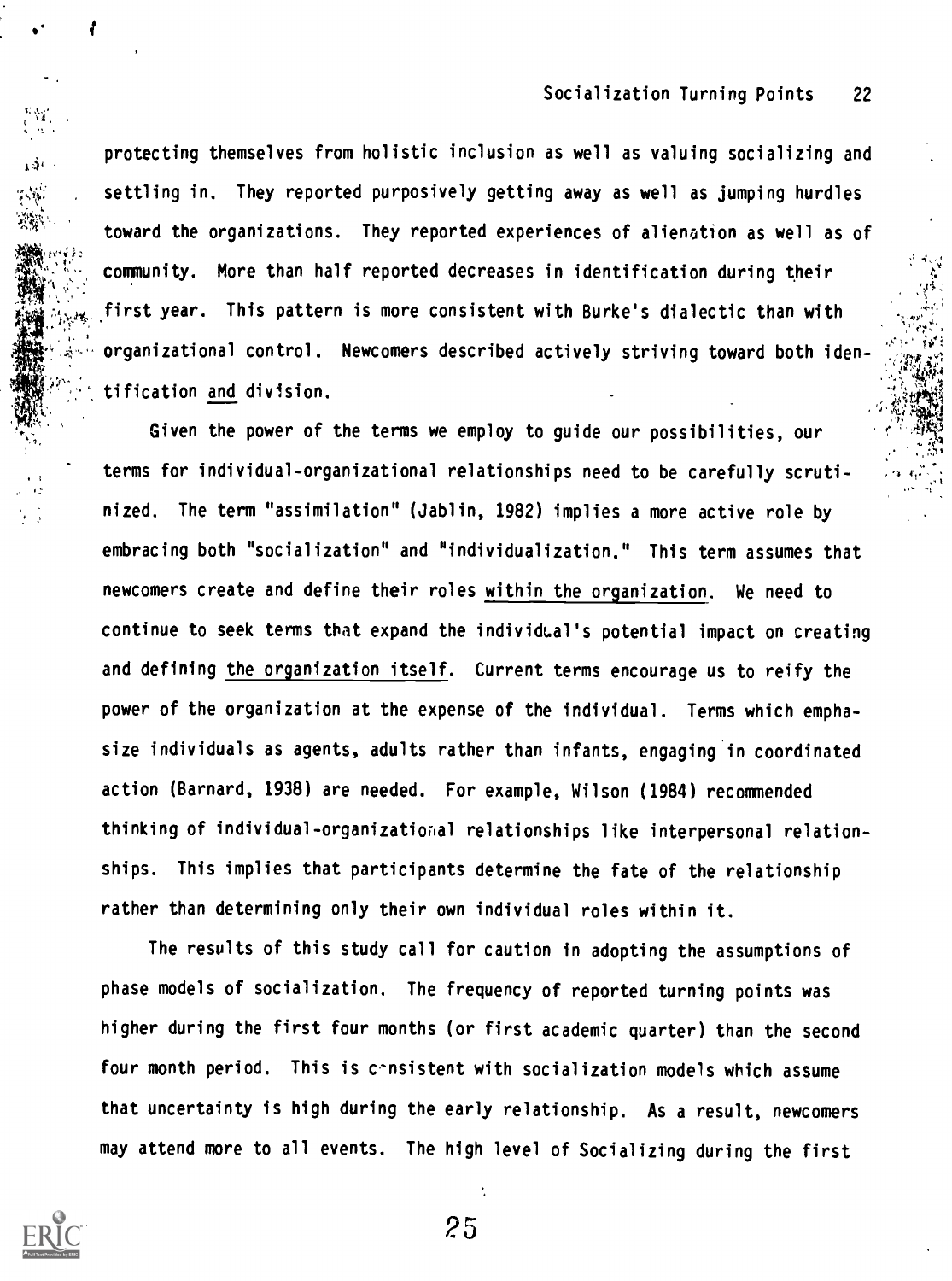protecting themselves from holistic inclusion as well as valuing socializing and settling in. They reported purposively getting away as well as jumping hurdles toward the organizations. They reported experiences of alienation as well as of community. More than half reported decreases in identification during their first year. This pattern is more consistent with Burke's dialectic than with organizational control. Newcomers described actively striving toward both identification _and_ division.

Given the power of the terms we employ to guide our possibilities, our terms for individual-organizational relationships need to be carefully scrutinized. The term "assimilation" (Jablin, 1982) implies a more active role by embracing both "socialization" and "individualization." This term assumes that newcomers create and define their roles _within the organization_. We need to continue to seek terms that expand the individual's potential impact on creating and defining _the organization itself_. Current terms encourage us to reify the power of the organization at the expense of the individual. Terms which emphasize individuals as agents, adults rather than infants, engaging in coordinated action (Barnard, 1938) are needed. For example, Wilson (1984) recommended thinking of individual-organizational relationships like interpersonal relationships. This implies that participants determine the fate of the relationship rather than determining only their own individual roles within it.

The results of this study call for caution in adopting the assumptions of phase models of socialization. The frequency of reported turning points was higher during the first four months (or first academic quarter) than the second four month period. This is consistent with socialization models which assume that uncertainty is high during the early relationship. As a result, newcomers may attend more to all events. The high level of Socializing during the first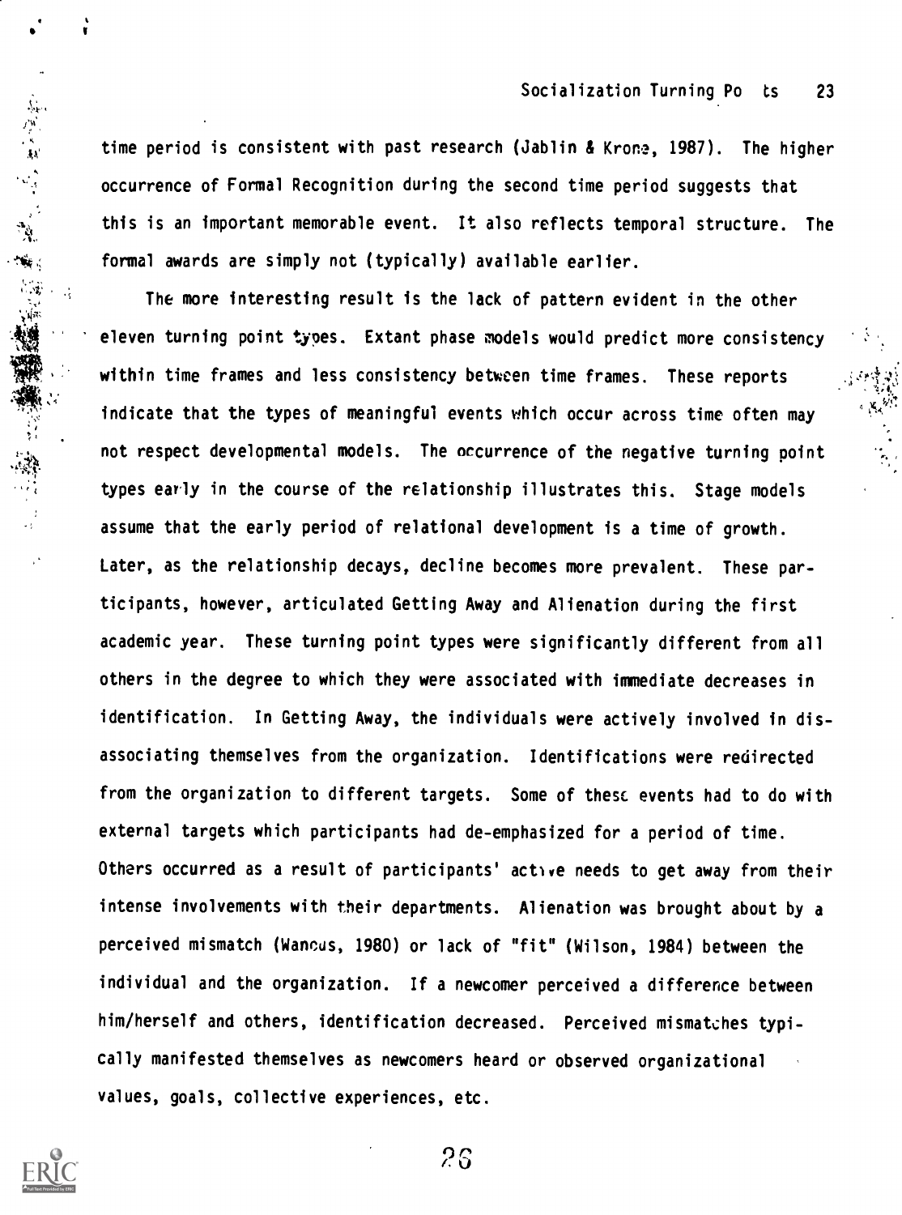time period is consistent with past research (Jablin & Krone, 1987). The higher occurrence of Formal Recognition during the second time period suggests that this is an important memorable event. It also reflects temporal structure. The formal awards are simply not (typically) available earlier.

The more interesting result is the lack of pattern evident in the other eleven turning point types. Extant phase models would predict more consistency within time frames and less consistency between time frames. These reports indicate that the types of meaningful events which occur across time often may not respect developmental models. The occurrence of the negative turning point types early in the course of the relationship illustrates this. Stage models assume that the early period of relational development is a time of growth. Later, as the relationship decays, decline becomes more prevalent. These participants, however, articulated Getting Away and Alienation during the first academic year. These turning point types were significantly different from all others in the degree to which they were associated with immediate decreases in identification. In Getting Away, the individuals were actively involved in dis-associating themselves from the organization. Identifications were redirected from the organization to different targets. Some of these events had to do with external targets which participants had de-emphasized for a period of time. Others occurred as a result of participants' active needs to get away from their intense involvements with their departments. Alienation was brought about by a perceived mismatch (Wanous, 1980) or lack of "fit" (Wilson, 1984) between the individual and the organization. If a newcomer perceived a difference between him/herself and others, identification decreased. Perceived mismatches typically manifested themselves as newcomers heard or observed organizational values, goals, collective experiences, etc.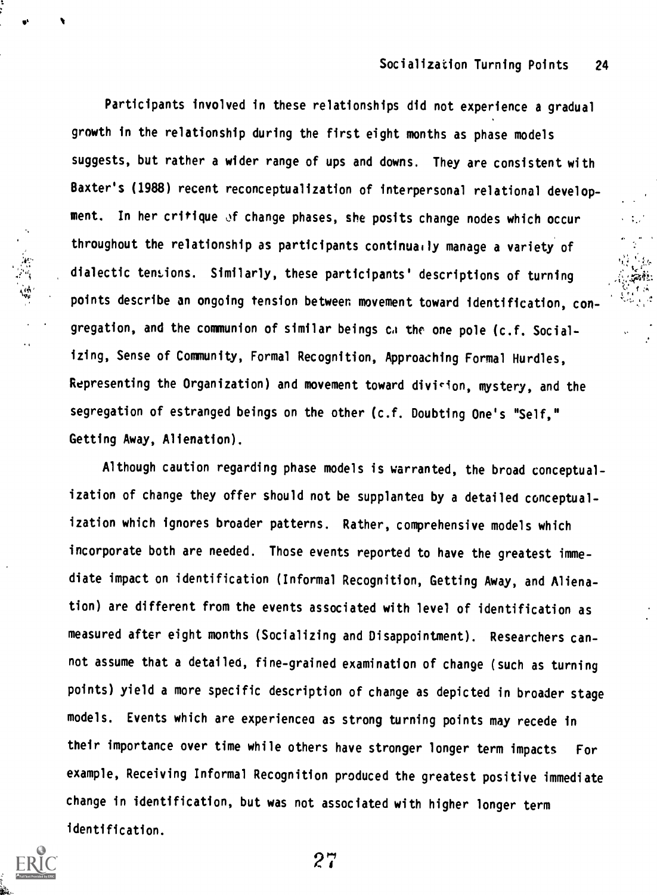Participants involved in these relationships did not experience a gradual growth in the relationship during the first eight months as phase models suggests, but rather a wider range of ups and downs. They are consistent with Baxter's (1988) recent reconceptualization of interpersonal relational development. In her critique of change phases, she posits change nodes which occur throughout the relationship as participants continually manage a variety of dialectic tensions. Similarly, these participants' descriptions of turning points describe an ongoing tension between movement toward identification, congregation, and the communion of similar beings on the one pole (c.f. Socializing, Sense of Community, Formal Recognition, Approaching Formal Hurdles, Representing the Organization) and movement toward division, mystery, and the segregation of estranged beings on the other (c.f. Doubting One's "Self," Getting Away, Alienation).

Although caution regarding phase models is warranted, the broad conceptualization of change they offer should not be supplanted by a detailed conceptualization which ignores broader patterns. Rather, comprehensive models which incorporate both are needed. Those events reported to have the greatest immediate impact on identification (Informal Recognition, Getting Away, and Alienation) are different from the events associated with level of identification as measured after eight months (Socializing and Disappointment). Researchers cannot assume that a detailed, fine-grained examination of change (such as turning points) yield a more specific description of change as depicted in broader stage models. Events which are experienced as strong turning points may recede in their importance over time while others have stronger longer term impacts. For example, Receiving Informal Recognition produced the greatest positive immediate change in identification, but was not associated with higher longer term identification.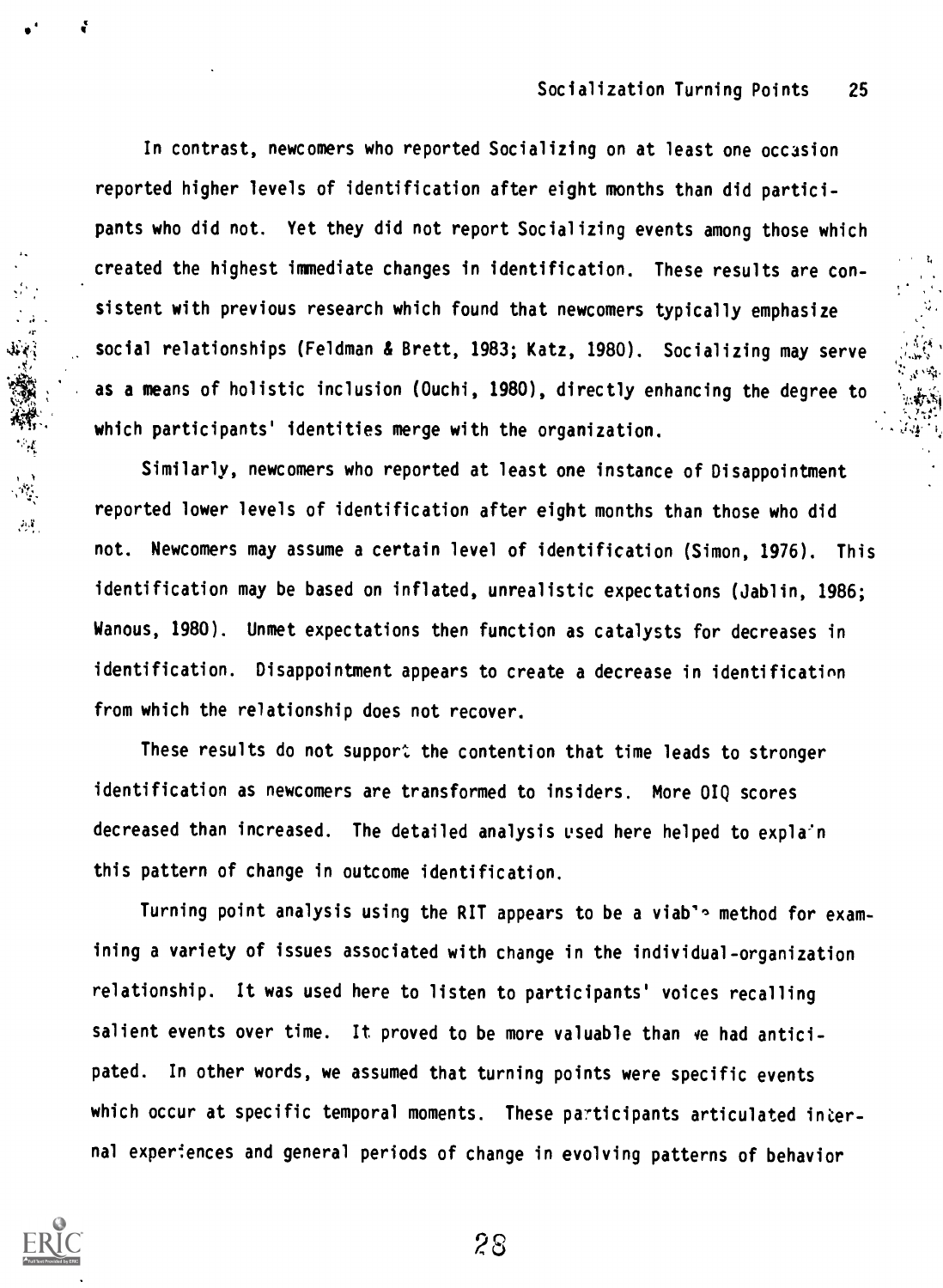In contrast, newcomers who reported Socializing on at least one occasion reported higher levels of identification after eight months than did participants who did not. Yet they did not report Socializing events among those which created the highest immediate changes in identification. These results are consistent with previous research which found that newcomers typically emphasize social relationships (Feldman & Brett, 1983; Katz, 1980). Socializing may serve as a means of holistic inclusion (Ouchi, 1980), directly enhancing the degree to which participants' identities merge with the organization.

Similarly, newcomers who reported at least one instance of Disappointment reported lower levels of identification after eight months than those who did not. Newcomers may assume a certain level of identification (Simon, 1976). This identification may be based on inflated, unrealistic expectations (Jablin, 1986; Wanous, 1980). Unmet expectations then function as catalysts for decreases in identification. Disappointment appears to create a decrease in identification from which the relationship does not recover.

These results do not support the contention that time leads to stronger identification as newcomers are transformed to insiders. More OIQ scores decreased than increased. The detailed analysis used here helped to explain this pattern of change in outcome identification.

Turning point analysis using the RIT appears to be a viable method for examining a variety of issues associated with change in the individual-organization relationship. It was used here to listen to participants' voices recalling salient events over time. It proved to be more valuable than we had anticipated. In other words, we assumed that turning points were specific events which occur at specific temporal moments. These participants articulated internal experiences and general periods of change in evolving patterns of behavior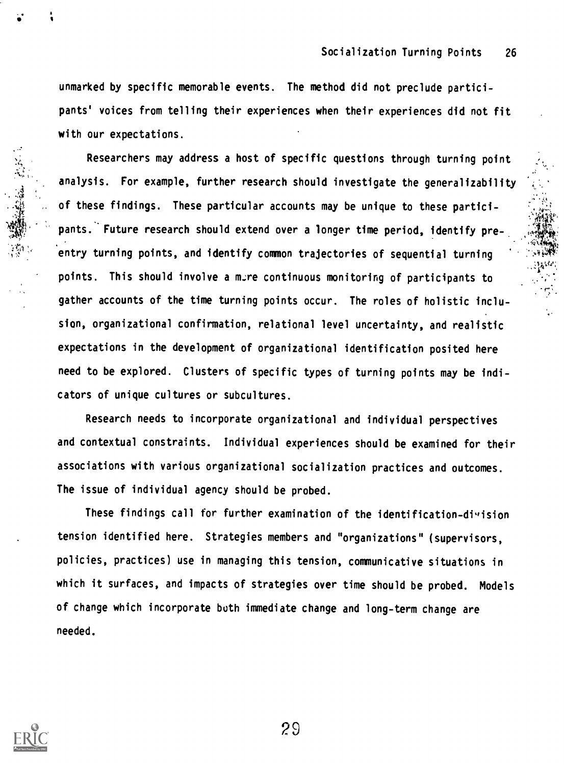unmarked by specific memorable events. The method did not preclude participants' voices from telling their experiences when their experiences did not fit with our expectations.

Researchers may address a host of specific questions through turning point analysis. For example, further research should investigate the generalizability of these findings. These particular accounts may be unique to these participants. Future research should extend over a longer time period, identify pre-entry turning points, and identify common trajectories of sequential turning points. This should involve a more continuous monitoring of participants to gather accounts of the time turning points occur. The roles of holistic inclusion, organizational confirmation, relational level uncertainty, and realistic expectations in the development of organizational identification posited here need to be explored. Clusters of specific types of turning points may be indicators of unique cultures or subcultures.

Research needs to incorporate organizational and individual perspectives and contextual constraints. Individual experiences should be examined for their associations with various organizational socialization practices and outcomes. The issue of individual agency should be probed.

These findings call for further examination of the identification-division tension identified here. Strategies members and "organizations" (supervisors, policies, practices) use in managing this tension, communicative situations in which it surfaces, and impacts of strategies over time should be probed. Models of change which incorporate both immediate change and long-term change are needed.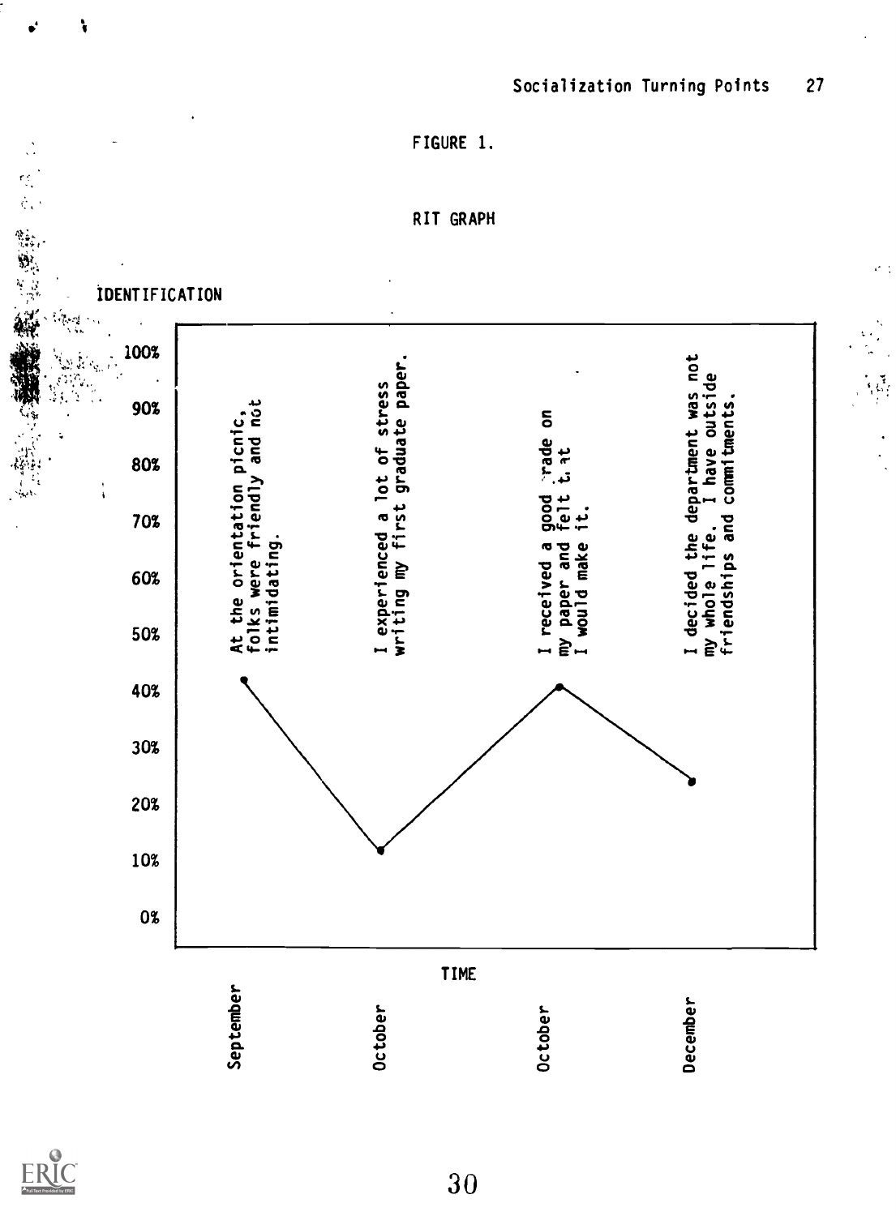FIGURE 1.

RIT GRAPH

IDENTIFICATION

100%

90%

80%

70%

60%

50%

40%

30%

20%

10%

0%

At the orientation picnic, folks were friendly and not intimidating.

I experienced a lot of stress writing my first graduate paper.

I received a good grade on my paper and felt that I would make it.

I decided the department was not my whole life. I have outside friendships and commitments.

TIME

September

October

October

December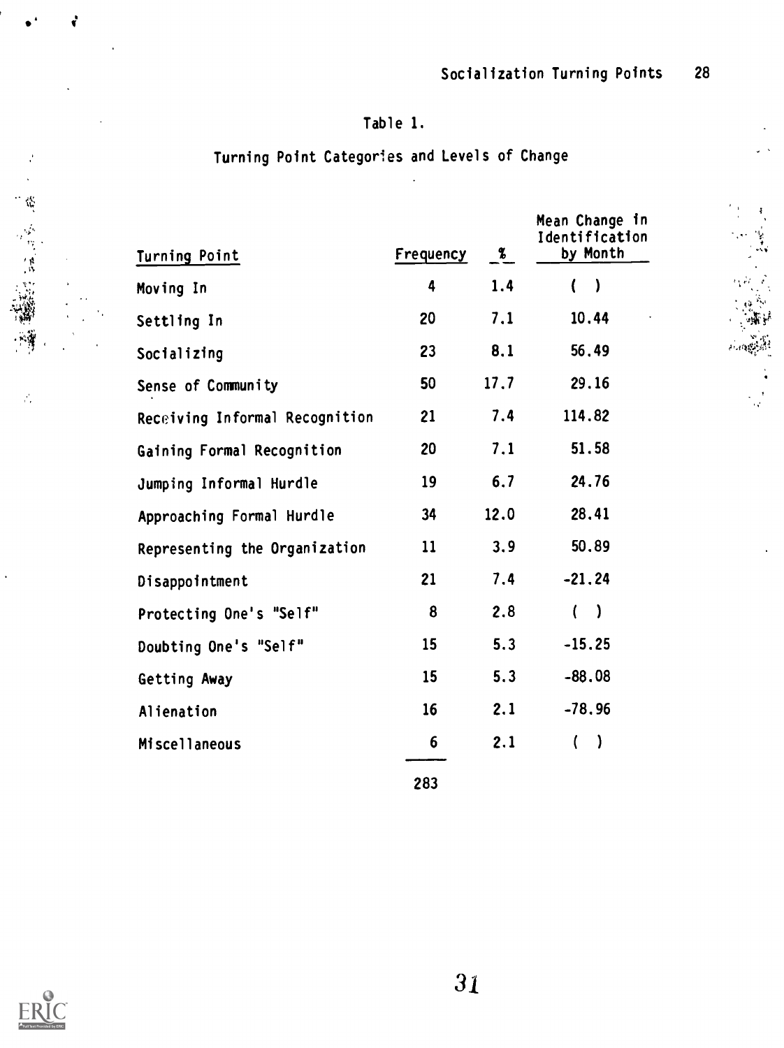Table 1.

Turning Point Categories and Levels of Change

| Turning Point | Frequency | % | Mean Change in Identification by Month |
|---|---|---|---|
| Moving In | 4 | 1.4 | ( ) |
| Settling In | 20 | 7.1 | 10.44 |
| Socializing | 23 | 8.1 | 56.49 |
| Sense of Community | 50 | 17.7 | 29.16 |
| Receiving Informal Recognition | 21 | 7.4 | 114.82 |
| Gaining Formal Recognition | 20 | 7.1 | 51.58 |
| Jumping Informal Hurdle | 19 | 6.7 | 24.76 |
| Approaching Formal Hurdle | 34 | 12.0 | 28.41 |
| Representing the Organization | 11 | 3.9 | 50.89 |
| Disappointment | 21 | 7.4 | -21.24 |
| Protecting One's "Self" | 8 | 2.8 | ( ) |
| Doubting One's "Self" | 15 | 5.3 | -15.25 |
| Getting Away | 15 | 5.3 | -88.08 |
| Alienation | 16 | 2.1 | -78.96 |
| Miscellaneous | 6 | 2.1 | ( ) |
| | 283 | | |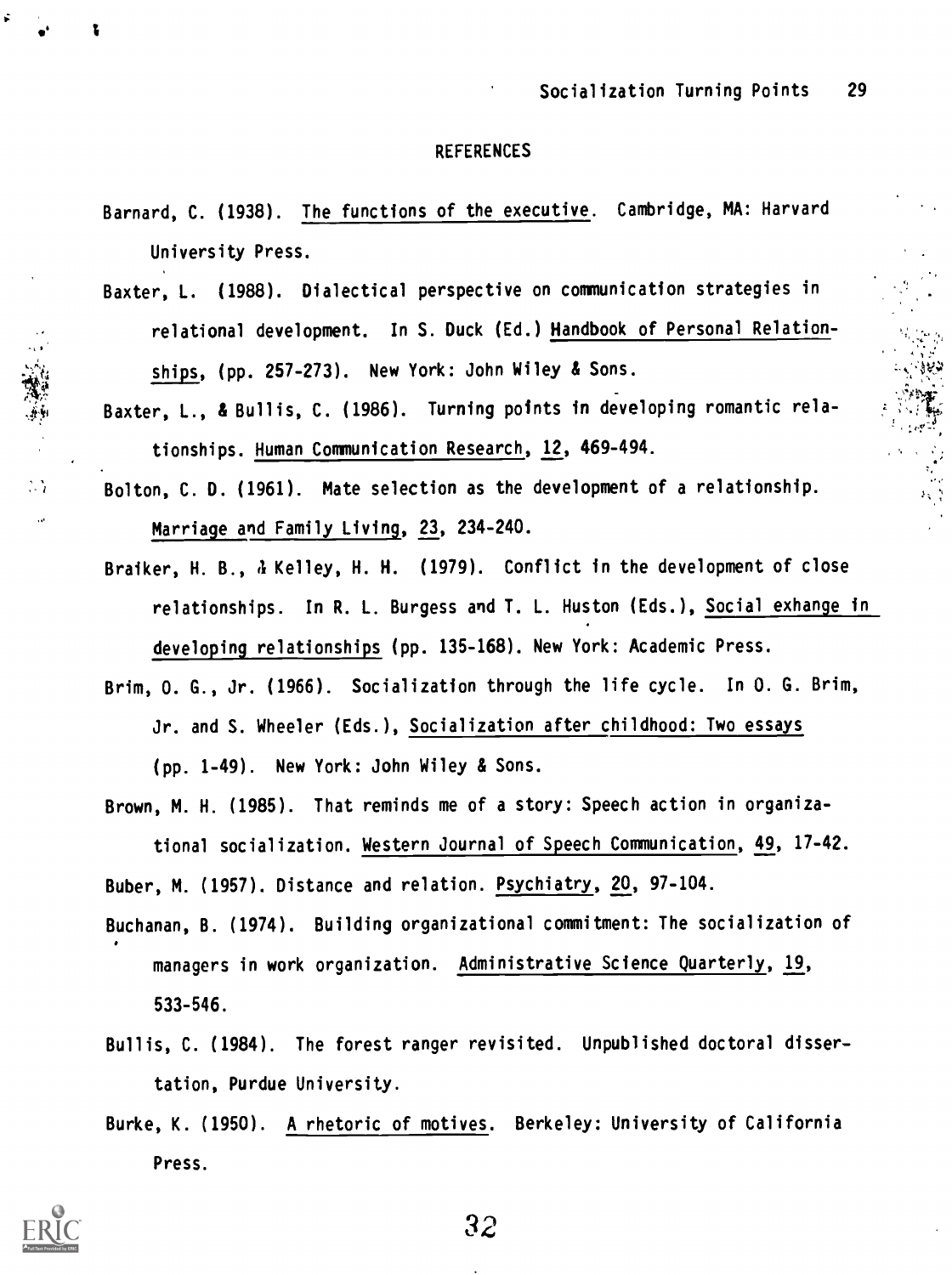## REFERENCES

Barnard, C. (1938). The functions of the executive. Cambridge, MA: Harvard University Press.

Baxter, L. (1988). Dialectical perspective on communication strategies in relational development. In S. Duck (Ed.) Handbook of Personal Relationships, (pp. 257-273). New York: John Wiley & Sons.

Baxter, L., & Bullis, C. (1986). Turning points in developing romantic relationships. Human Communication Research, 12, 469-494.

Bolton, C. D. (1961). Mate selection as the development of a relationship. Marriage and Family Living, 23, 234-240.

Braiker, H. B., & Kelley, H. H. (1979). Conflict in the development of close relationships. In R. L. Burgess and T. L. Huston (Eds.), Social exhange in developing relationships (pp. 135-168). New York: Academic Press.

Brim, O. G., Jr. (1966). Socialization through the life cycle. In O. G. Brim, Jr. and S. Wheeler (Eds.), Socialization after childhood: Two essays (pp. 1-49). New York: John Wiley & Sons.

Brown, M. H. (1985). That reminds me of a story: Speech action in organizational socialization. Western Journal of Speech Communication, 49, 17-42.

Buber, M. (1957). Distance and relation. Psychiatry, 20, 97-104.

Buchanan, B. (1974). Building organizational commitment: The socialization of managers in work organization. Administrative Science Quarterly, 19, 533-546.

Bullis, C. (1984). The forest ranger revisited. Unpublished doctoral dissertation, Purdue University.

Burke, K. (1950). A rhetoric of motives. Berkeley: University of California Press.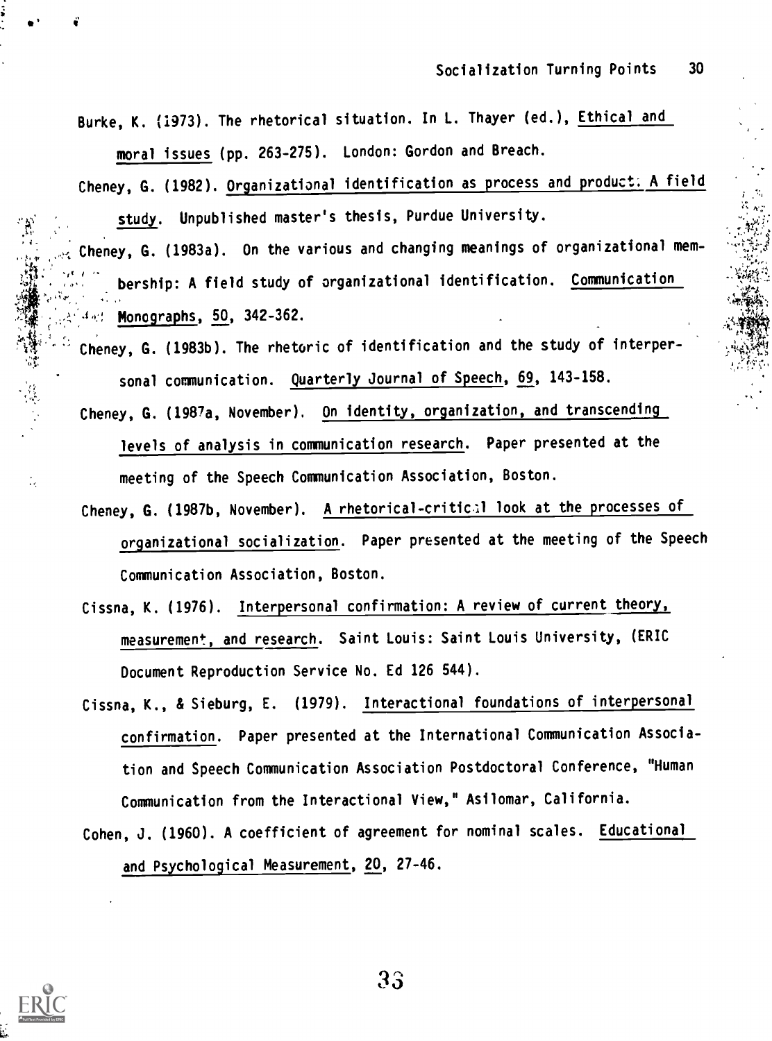Burke, K. (1973). The rhetorical situation. In L. Thayer (ed.), Ethical and moral issues (pp. 263-275). London: Gordon and Breach.

Cheney, G. (1982). Organizational identification as process and product: A field study. Unpublished master's thesis, Purdue University.

Cheney, G. (1983a). On the various and changing meanings of organizational membership: A field study of organizational identification. Communication Monographs, 50, 342-362.

Cheney, G. (1983b). The rhetoric of identification and the study of interpersonal communication. Quarterly Journal of Speech, 69, 143-158.

Cheney, G. (1987a, November). On identity, organization, and transcending levels of analysis in communication research. Paper presented at the meeting of the Speech Communication Association, Boston.

Cheney, G. (1987b, November). A rhetorical-critical look at the processes of organizational socialization. Paper presented at the meeting of the Speech Communication Association, Boston.

Cissna, K. (1976). Interpersonal confirmation: A review of current theory, measurement, and research. Saint Louis: Saint Louis University, (ERIC Document Reproduction Service No. Ed 126 544).

Cissna, K., & Sieburg, E. (1979). Interactional foundations of interpersonal confirmation. Paper presented at the International Communication Association and Speech Communication Association Postdoctoral Conference, "Human Communication from the Interactional View," Asilomar, California.

Cohen, J. (1960). A coefficient of agreement for nominal scales. Educational and Psychological Measurement, 20, 27-46.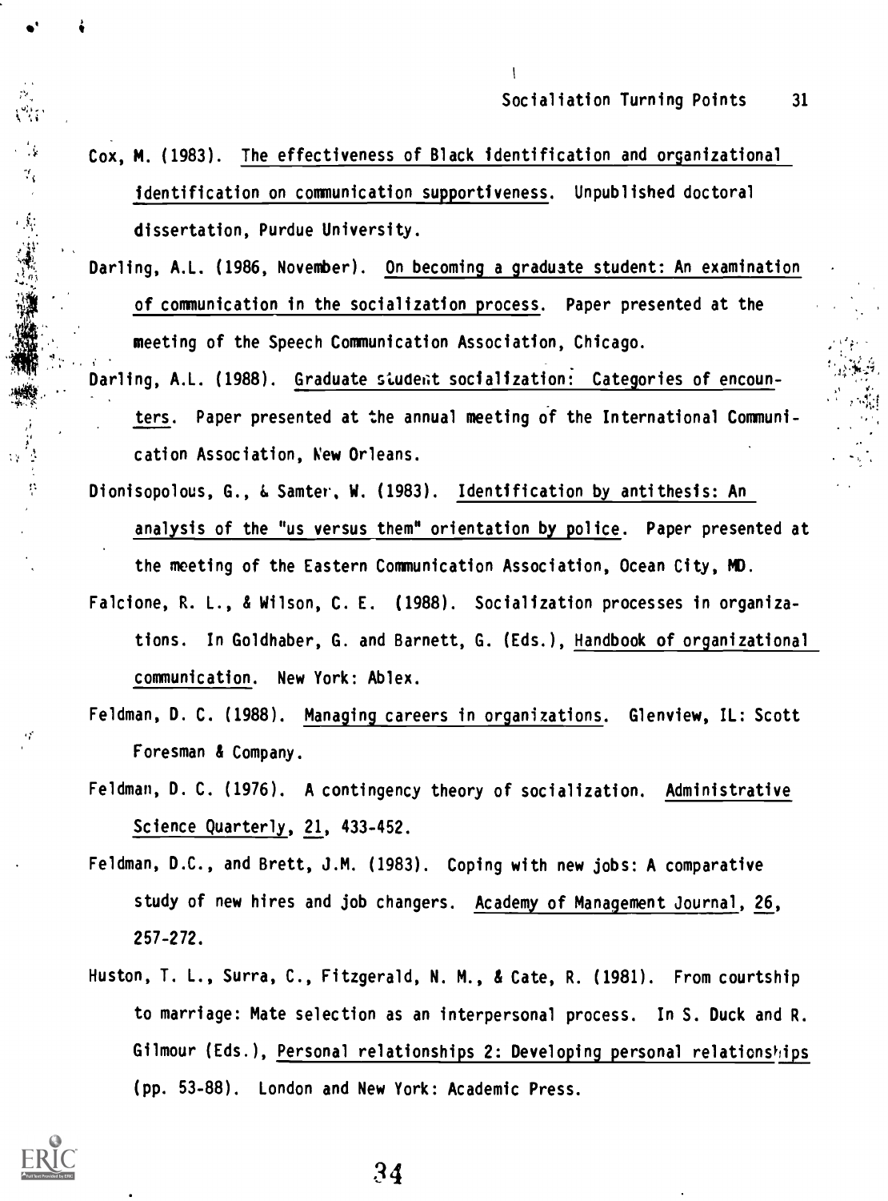Cox, M. (1983). The effectiveness of Black identification and organizational identification on communication supportiveness. Unpublished doctoral dissertation, Purdue University.

Darling, A.L. (1986, November). On becoming a graduate student: An examination of communication in the socialization process. Paper presented at the meeting of the Speech Communication Association, Chicago.

Darling, A.L. (1988). Graduate student socialization: Categories of encounters. Paper presented at the annual meeting of the International Communication Association, New Orleans.

Dionisopolous, G., & Samter, W. (1983). Identification by antithesis: An analysis of the "us versus them" orientation by police. Paper presented at the meeting of the Eastern Communication Association, Ocean City, MD.

Falcione, R. L., & Wilson, C. E. (1988). Socialization processes in organizations. In Goldhaber, G. and Barnett, G. (Eds.), Handbook of organizational communication. New York: Ablex.

Feldman, D. C. (1988). Managing careers in organizations. Glenview, IL: Scott Foresman & Company.

Feldman, D. C. (1976). A contingency theory of socialization. Administrative Science Quarterly, 21, 433-452.

Feldman, D.C., and Brett, J.M. (1983). Coping with new jobs: A comparative study of new hires and job changers. Academy of Management Journal, 26, 257-272.

Huston, T. L., Surra, C., Fitzgerald, N. M., & Cate, R. (1981). From courtship to marriage: Mate selection as an interpersonal process. In S. Duck and R. Gilmour (Eds.), Personal relationships 2: Developing personal relationships (pp. 53-88). London and New York: Academic Press.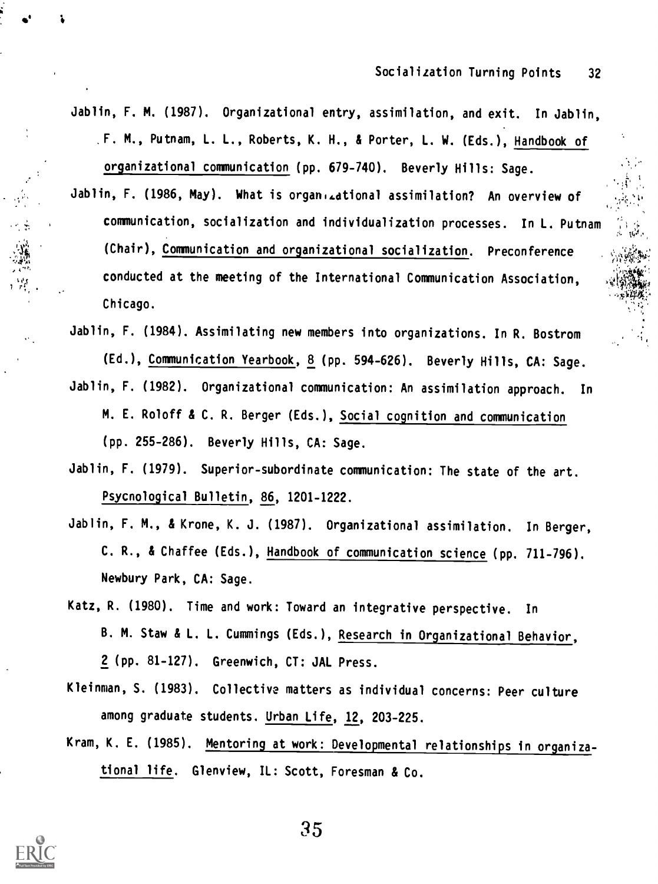Jablin, F. M. (1987). Organizational entry, assimilation, and exit. In Jablin, F. M., Putnam, L. L., Roberts, K. H., & Porter, L. W. (Eds.), Handbook of organizational communication (pp. 679-740). Beverly Hills: Sage.

Jablin, F. (1986, May). What is organizational assimilation? An overview of communication, socialization and individualization processes. In L. Putnam (Chair), Communication and organizational socialization. Preconference conducted at the meeting of the International Communication Association, Chicago.

Jablin, F. (1984). Assimilating new members into organizations. In R. Bostrom (Ed.), Communication Yearbook, 8 (pp. 594-626). Beverly Hills, CA: Sage.

Jablin, F. (1982). Organizational communication: An assimilation approach. In M. E. Roloff & C. R. Berger (Eds.), Social cognition and communication (pp. 255-286). Beverly Hills, CA: Sage.

Jablin, F. (1979). Superior-subordinate communication: The state of the art. Psycnological Bulletin, 86, 1201-1222.

Jablin, F. M., & Krone, K. J. (1987). Organizational assimilation. In Berger, C. R., & Chaffee (Eds.), Handbook of communication science (pp. 711-796). Newbury Park, CA: Sage.

Katz, R. (1980). Time and work: Toward an integrative perspective. In B. M. Staw & L. L. Cummings (Eds.), Research in Organizational Behavior, 2 (pp. 81-127). Greenwich, CT: JAL Press.

Kleinman, S. (1983). Collective matters as individual concerns: Peer culture among graduate students. Urban Life, 12, 203-225.

Kram, K. E. (1985). Mentoring at work: Developmental relationships in organizational life. Glenview, IL: Scott, Foresman & Co.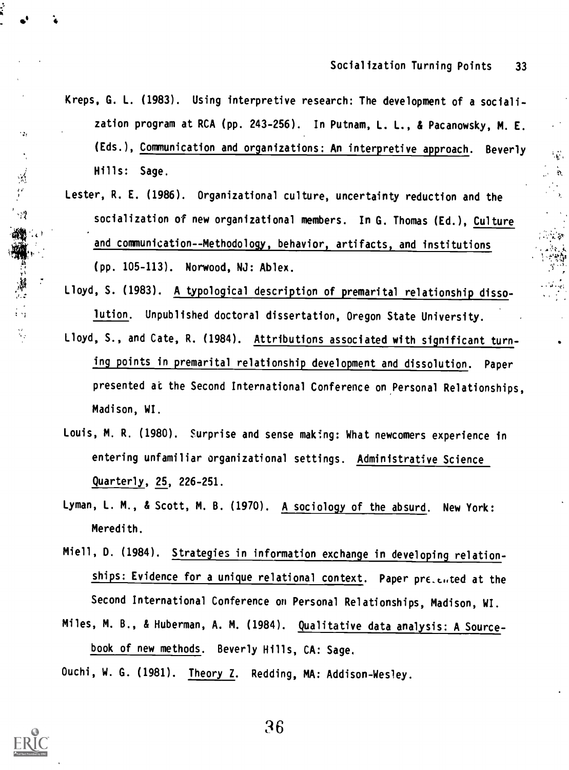Kreps, G. L. (1983). Using interpretive research: The development of a socialization program at RCA (pp. 243-256). In Putnam, L. L., & Pacanowsky, M. E. (Eds.), Communication and organizations: An interpretive approach. Beverly Hills: Sage.

Lester, R. E. (1986). Organizational culture, uncertainty reduction and the socialization of new organizational members. In G. Thomas (Ed.), Culture and communication--Methodology, behavior, artifacts, and institutions (pp. 105-113). Norwood, NJ: Ablex.

Lloyd, S. (1983). A typological description of premarital relationship dissolution. Unpublished doctoral dissertation, Oregon State University.

Lloyd, S., and Cate, R. (1984). Attributions associated with significant turning points in premarital relationship development and dissolution. Paper presented at the Second International Conference on Personal Relationships, Madison, WI.

Louis, M. R. (1980). Surprise and sense making: What newcomers experience in entering unfamiliar organizational settings. Administrative Science Quarterly, 25, 226-251.

Lyman, L. M., & Scott, M. B. (1970). A sociology of the absurd. New York: Meredith.

Miell, D. (1984). Strategies in information exchange in developing relationships: Evidence for a unique relational context. Paper presented at the Second International Conference on Personal Relationships, Madison, WI.

Miles, M. B., & Huberman, A. M. (1984). Qualitative data analysis: A Sourcebook of new methods. Beverly Hills, CA: Sage.

Ouchi, W. G. (1981). Theory Z. Redding, MA: Addison-Wesley.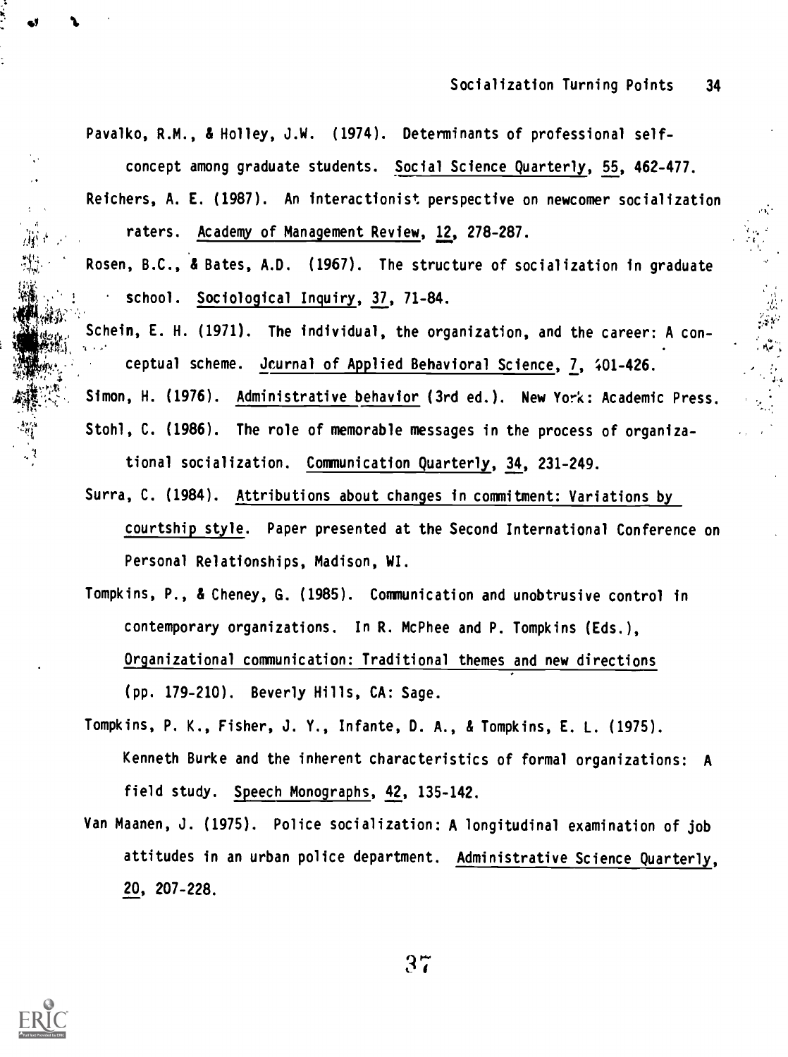Pavalko, R.M., & Holley, J.W. (1974). Determinants of professional self-concept among graduate students. Social Science Quarterly, 55, 462-477.

Reichers, A. E. (1987). An interactionist perspective on newcomer socialization raters. Academy of Management Review, 12, 278-287.

Rosen, B.C., & Bates, A.D. (1967). The structure of socialization in graduate school. Sociological Inquiry, 37, 71-84.

Schein, E. H. (1971). The individual, the organization, and the career: A conceptual scheme. Journal of Applied Behavioral Science, 7, 401-426.

Simon, H. (1976). Administrative behavior (3rd ed.). New York: Academic Press.

Stohl, C. (1986). The role of memorable messages in the process of organizational socialization. Communication Quarterly, 34, 231-249.

Surra, C. (1984). Attributions about changes in commitment: Variations by courtship style. Paper presented at the Second International Conference on Personal Relationships, Madison, WI.

Tompkins, P., & Cheney, G. (1985). Communication and unobtrusive control in contemporary organizations. In R. McPhee and P. Tompkins (Eds.), Organizational communication: Traditional themes and new directions (pp. 179-210). Beverly Hills, CA: Sage.

Tompkins, P. K., Fisher, J. Y., Infante, D. A., & Tompkins, E. L. (1975). Kenneth Burke and the inherent characteristics of formal organizations: A field study. Speech Monographs, 42, 135-142.

Van Maanen, J. (1975). Police socialization: A longitudinal examination of job attitudes in an urban police department. Administrative Science Quarterly, 20, 207-228.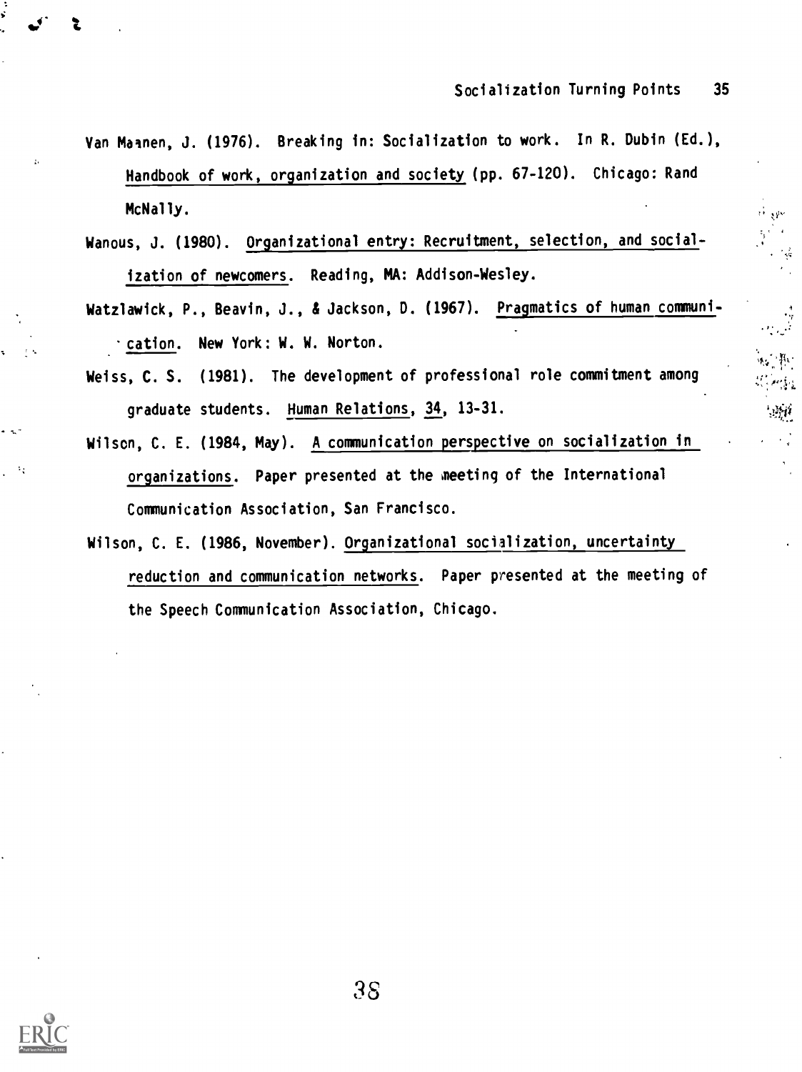Van Maanen, J. (1976). Breaking in: Socialization to work. In R. Dubin (Ed.), Handbook of work, organization and society (pp. 67-120). Chicago: Rand McNally.

Wanous, J. (1980). Organizational entry: Recruitment, selection, and socialization of newcomers. Reading, MA: Addison-Wesley.

Watzlawick, P., Beavin, J., & Jackson, D. (1967). Pragmatics of human communication. New York: W. W. Norton.

Weiss, C. S. (1981). The development of professional role commitment among graduate students. Human Relations, 34, 13-31.

Wilson, C. E. (1984, May). A communication perspective on socialization in organizations. Paper presented at the meeting of the International Communication Association, San Francisco.

Wilson, C. E. (1986, November). Organizational socialization, uncertainty reduction and communication networks. Paper presented at the meeting of the Speech Communication Association, Chicago.